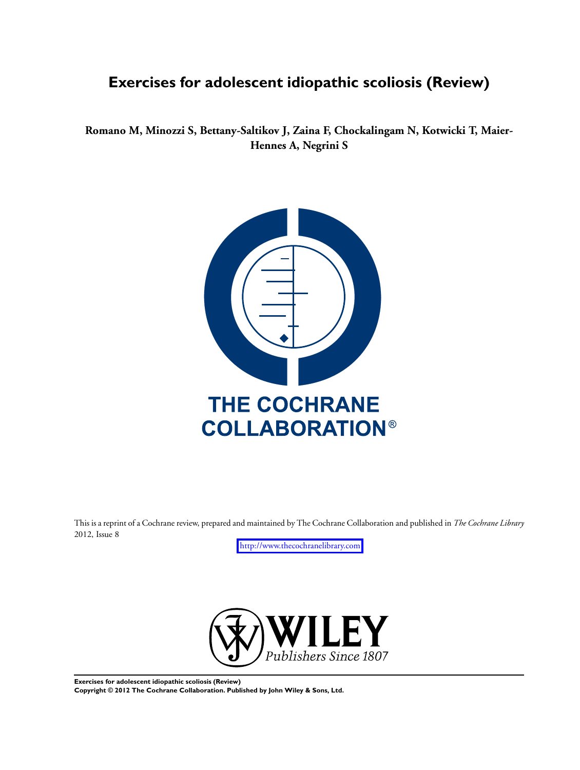# Exercises for adolescent idiopathic scoliosis (Review)

**Romano M, Minozzi S, Bettany-Saltikov J, Zaina F, Chockalingam N, Kotwicki T, Maier-Hennes A, Negrini S**

THE COCHRANE COLLABORATION®

This is a reprint of a Cochrane review, prepared and maintained by The Cochrane Collaboration and published in *The Cochrane Library* 2012, Issue 8

http://www.thecochranelibrary.com

WILEY
*Publishers Since 1807*

**Exercises for adolescent idiopathic scoliosis (Review)**
**Copyright © 2012 The Cochrane Collaboration. Published by John Wiley & Sons, Ltd.**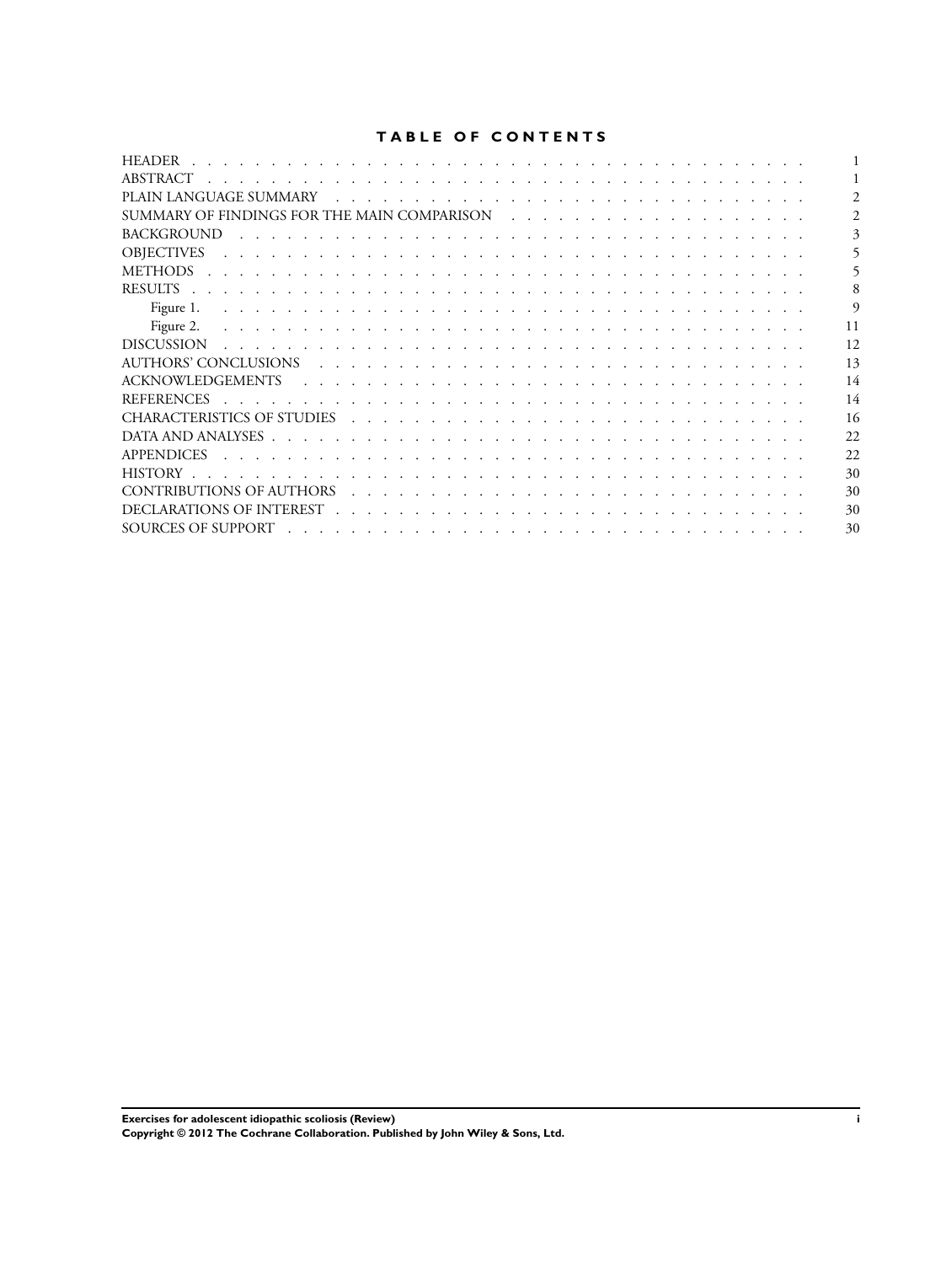# TABLE OF CONTENTS

| | |
|---|---|
| HEADER | 1 |
| ABSTRACT | 1 |
| PLAIN LANGUAGE SUMMARY | 2 |
| SUMMARY OF FINDINGS FOR THE MAIN COMPARISON | 2 |
| BACKGROUND | 3 |
| OBJECTIVES | 5 |
| METHODS | 5 |
| RESULTS | 8 |
| Figure 1. | 9 |
| Figure 2. | 11 |
| DISCUSSION | 12 |
| AUTHORS' CONCLUSIONS | 13 |
| ACKNOWLEDGEMENTS | 14 |
| REFERENCES | 14 |
| CHARACTERISTICS OF STUDIES | 16 |
| DATA AND ANALYSES | 22 |
| APPENDICES | 22 |
| HISTORY | 30 |
| CONTRIBUTIONS OF AUTHORS | 30 |
| DECLARATIONS OF INTEREST | 30 |
| SOURCES OF SUPPORT | 30 |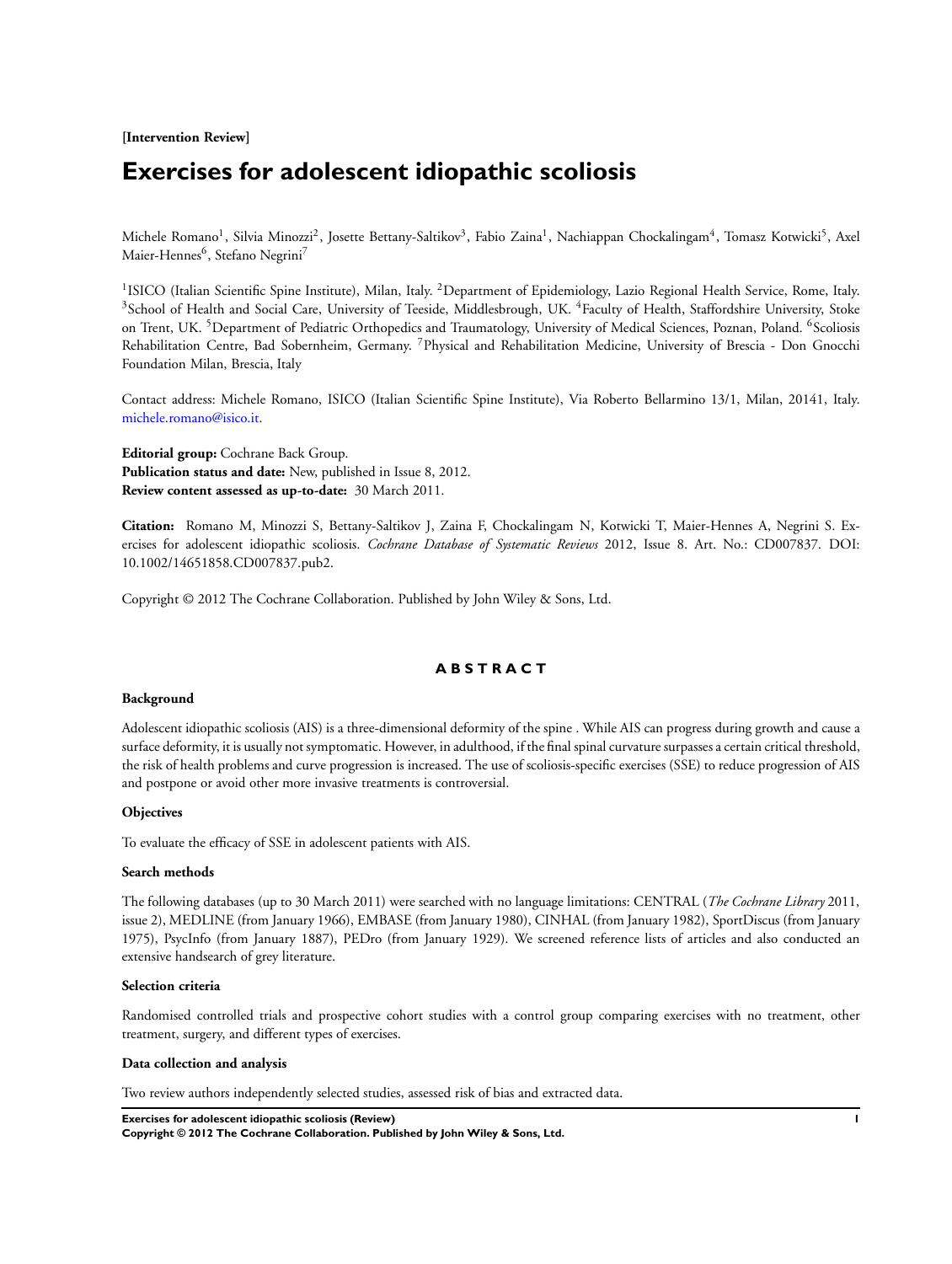**[Intervention Review]**

# Exercises for adolescent idiopathic scoliosis

Michele Romano[1], Silvia Minozzi[2], Josette Bettany-Saltikov[3], Fabio Zaina[1], Nachiappan Chockalingam[4], Tomasz Kotwicki[5], Axel Maier-Hennes[6], Stefano Negrini[7]

[1]ISICO (Italian Scientific Spine Institute), Milan, Italy. [2]Department of Epidemiology, Lazio Regional Health Service, Rome, Italy. [3]School of Health and Social Care, University of Teeside, Middlesbrough, UK. [4]Faculty of Health, Staffordshire University, Stoke on Trent, UK. [5]Department of Pediatric Orthopedics and Traumatology, University of Medical Sciences, Poznan, Poland. [6]Scoliosis Rehabilitation Centre, Bad Sobernheim, Germany. [7]Physical and Rehabilitation Medicine, University of Brescia - Don Gnocchi Foundation Milan, Brescia, Italy

Contact address: Michele Romano, ISICO (Italian Scientific Spine Institute), Via Roberto Bellarmino 13/1, Milan, 20141, Italy. michele.romano@isico.it.

**Editorial group:** Cochrane Back Group.
**Publication status and date:** New, published in Issue 8, 2012.
**Review content assessed as up-to-date:** 30 March 2011.

**Citation:** Romano M, Minozzi S, Bettany-Saltikov J, Zaina F, Chockalingam N, Kotwicki T, Maier-Hennes A, Negrini S. Exercises for adolescent idiopathic scoliosis. *Cochrane Database of Systematic Reviews* 2012, Issue 8. Art. No.: CD007837. DOI: 10.1002/14651858.CD007837.pub2.

Copyright © 2012 The Cochrane Collaboration. Published by John Wiley & Sons, Ltd.

## ABSTRACT

### Background

Adolescent idiopathic scoliosis (AIS) is a three-dimensional deformity of the spine . While AIS can progress during growth and cause a surface deformity, it is usually not symptomatic. However, in adulthood, if the final spinal curvature surpasses a certain critical threshold, the risk of health problems and curve progression is increased. The use of scoliosis-specific exercises (SSE) to reduce progression of AIS and postpone or avoid other more invasive treatments is controversial.

### Objectives

To evaluate the efficacy of SSE in adolescent patients with AIS.

### Search methods

The following databases (up to 30 March 2011) were searched with no language limitations: CENTRAL (*The Cochrane Library* 2011, issue 2), MEDLINE (from January 1966), EMBASE (from January 1980), CINHAL (from January 1982), SportDiscus (from January 1975), PsycInfo (from January 1887), PEDro (from January 1929). We screened reference lists of articles and also conducted an extensive handsearch of grey literature.

### Selection criteria

Randomised controlled trials and prospective cohort studies with a control group comparing exercises with no treatment, other treatment, surgery, and different types of exercises.

### Data collection and analysis

Two review authors independently selected studies, assessed risk of bias and extracted data.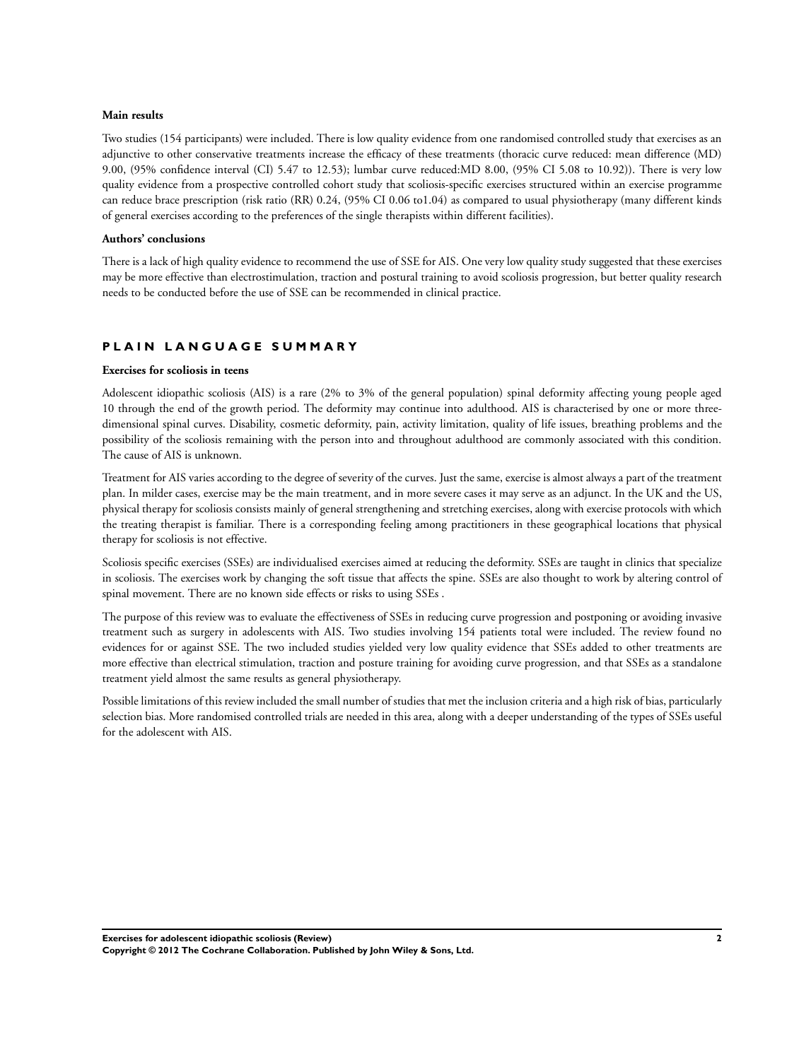**Main results**

Two studies (154 participants) were included. There is low quality evidence from one randomised controlled study that exercises as an adjunctive to other conservative treatments increase the efficacy of these treatments (thoracic curve reduced: mean difference (MD) 9.00, (95% confidence interval (CI) 5.47 to 12.53); lumbar curve reduced:MD 8.00, (95% CI 5.08 to 10.92)). There is very low quality evidence from a prospective controlled cohort study that scoliosis-specific exercises structured within an exercise programme can reduce brace prescription (risk ratio (RR) 0.24, (95% CI 0.06 to1.04) as compared to usual physiotherapy (many different kinds of general exercises according to the preferences of the single therapists within different facilities).

**Authors' conclusions**

There is a lack of high quality evidence to recommend the use of SSE for AIS. One very low quality study suggested that these exercises may be more effective than electrostimulation, traction and postural training to avoid scoliosis progression, but better quality research needs to be conducted before the use of SSE can be recommended in clinical practice.

## PLAIN LANGUAGE SUMMARY

**Exercises for scoliosis in teens**

Adolescent idiopathic scoliosis (AIS) is a rare (2% to 3% of the general population) spinal deformity affecting young people aged 10 through the end of the growth period. The deformity may continue into adulthood. AIS is characterised by one or more three-dimensional spinal curves. Disability, cosmetic deformity, pain, activity limitation, quality of life issues, breathing problems and the possibility of the scoliosis remaining with the person into and throughout adulthood are commonly associated with this condition. The cause of AIS is unknown.

Treatment for AIS varies according to the degree of severity of the curves. Just the same, exercise is almost always a part of the treatment plan. In milder cases, exercise may be the main treatment, and in more severe cases it may serve as an adjunct. In the UK and the US, physical therapy for scoliosis consists mainly of general strengthening and stretching exercises, along with exercise protocols with which the treating therapist is familiar. There is a corresponding feeling among practitioners in these geographical locations that physical therapy for scoliosis is not effective.

Scoliosis specific exercises (SSEs) are individualised exercises aimed at reducing the deformity. SSEs are taught in clinics that specialize in scoliosis. The exercises work by changing the soft tissue that affects the spine. SSEs are also thought to work by altering control of spinal movement. There are no known side effects or risks to using SSEs .

The purpose of this review was to evaluate the effectiveness of SSEs in reducing curve progression and postponing or avoiding invasive treatment such as surgery in adolescents with AIS. Two studies involving 154 patients total were included. The review found no evidences for or against SSE. The two included studies yielded very low quality evidence that SSEs added to other treatments are more effective than electrical stimulation, traction and posture training for avoiding curve progression, and that SSEs as a standalone treatment yield almost the same results as general physiotherapy.

Possible limitations of this review included the small number of studies that met the inclusion criteria and a high risk of bias, particularly selection bias. More randomised controlled trials are needed in this area, along with a deeper understanding of the types of SSEs useful for the adolescent with AIS.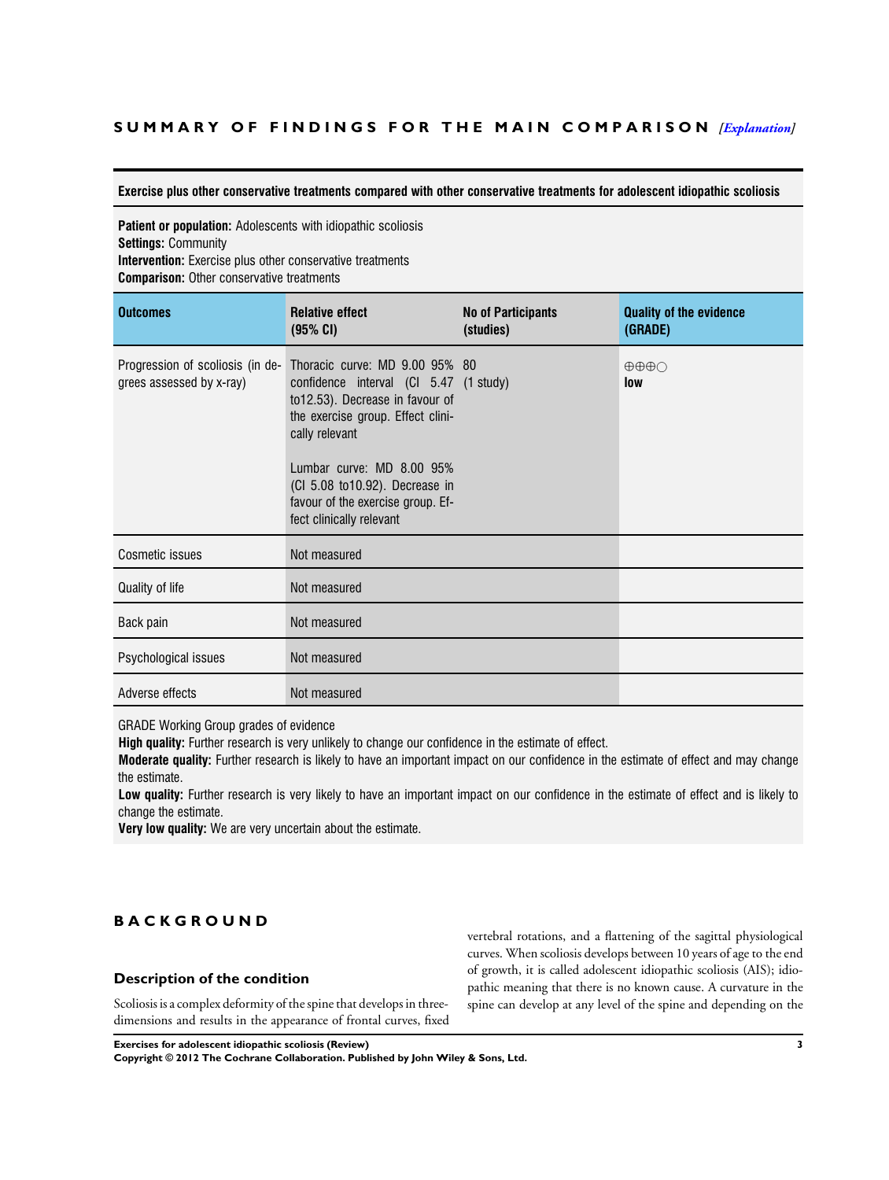## SUMMARY OF FINDINGS FOR THE MAIN COMPARISON *[Explanation]*

**Exercise plus other conservative treatments compared with other conservative treatments for adolescent idiopathic scoliosis**

**Patient or population:** Adolescents with idiopathic scoliosis
**Settings:** Community
**Intervention:** Exercise plus other conservative treatments
**Comparison:** Other conservative treatments

| Outcomes | Relative effect (95% CI) | No of Participants (studies) | Quality of the evidence (GRADE) |
|---|---|---|---|
| Progression of scoliosis (in degrees assessed by x-ray) | Thoracic curve: MD 9.00 95% confidence interval (CI 5.47 to12.53). Decrease in favour of the exercise group. Effect clinically relevant<br><br>Lumbar curve: MD 8.00 95% (CI 5.08 to10.92). Decrease in favour of the exercise group. Effect clinically relevant | 80 (1 study) | ⊕⊕⊕○ **low** |
| Cosmetic issues | Not measured | | |
| Quality of life | Not measured | | |
| Back pain | Not measured | | |
| Psychological issues | Not measured | | |
| Adverse effects | Not measured | | |

GRADE Working Group grades of evidence
**High quality:** Further research is very unlikely to change our confidence in the estimate of effect.
**Moderate quality:** Further research is likely to have an important impact on our confidence in the estimate of effect and may change the estimate.
**Low quality:** Further research is very likely to have an important impact on our confidence in the estimate of effect and is likely to change the estimate.
**Very low quality:** We are very uncertain about the estimate.

# BACKGROUND

## Description of the condition

Scoliosis is a complex deformity of the spine that develops in three-dimensions and results in the appearance of frontal curves, fixed vertebral rotations, and a flattening of the sagittal physiological curves. When scoliosis develops between 10 years of age to the end of growth, it is called adolescent idiopathic scoliosis (AIS); idiopathic meaning that there is no known cause. A curvature in the spine can develop at any level of the spine and depending on the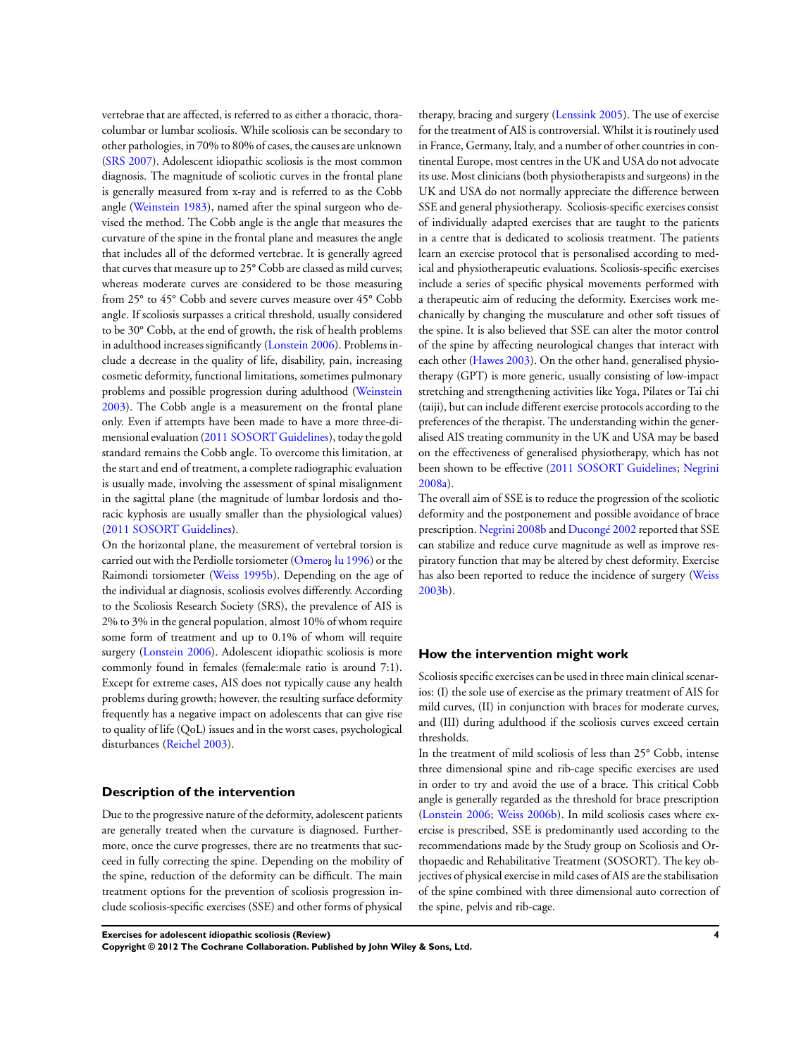vertebrae that are affected, is referred to as either a thoracic, thoracolumbar or lumbar scoliosis. While scoliosis can be secondary to other pathologies, in 70% to 80% of cases, the causes are unknown (SRS 2007). Adolescent idiopathic scoliosis is the most common diagnosis. The magnitude of scoliotic curves in the frontal plane is generally measured from x-ray and is referred to as the Cobb angle (Weinstein 1983), named after the spinal surgeon who devised the method. The Cobb angle is the angle that measures the curvature of the spine in the frontal plane and measures the angle that includes all of the deformed vertebrae. It is generally agreed that curves that measure up to 25° Cobb are classed as mild curves; whereas moderate curves are considered to be those measuring from 25° to 45° Cobb and severe curves measure over 45° Cobb angle. If scoliosis surpasses a critical threshold, usually considered to be 30° Cobb, at the end of growth, the risk of health problems in adulthood increases significantly (Lonstein 2006). Problems include a decrease in the quality of life, disability, pain, increasing cosmetic deformity, functional limitations, sometimes pulmonary problems and possible progression during adulthood (Weinstein 2003). The Cobb angle is a measurement on the frontal plane only. Even if attempts have been made to have a more three-dimensional evaluation (2011 SOSORT Guidelines), today the gold standard remains the Cobb angle. To overcome this limitation, at the start and end of treatment, a complete radiographic evaluation is usually made, involving the assessment of spinal misalignment in the sagittal plane (the magnitude of lumbar lordosis and thoracic kyphosis are usually smaller than the physiological values) (2011 SOSORT Guidelines).

On the horizontal plane, the measurement of vertebral torsion is carried out with the Perdiolle torsiometer (Omeroglu 1996) or the Raimondi torsiometer (Weiss 1995b). Depending on the age of the individual at diagnosis, scoliosis evolves differently. According to the Scoliosis Research Society (SRS), the prevalence of AIS is 2% to 3% in the general population, almost 10% of whom require some form of treatment and up to 0.1% of whom will require surgery (Lonstein 2006). Adolescent idiopathic scoliosis is more commonly found in females (female:male ratio is around 7:1). Except for extreme cases, AIS does not typically cause any health problems during growth; however, the resulting surface deformity frequently has a negative impact on adolescents that can give rise to quality of life (QoL) issues and in the worst cases, psychological disturbances (Reichel 2003).

## Description of the intervention

Due to the progressive nature of the deformity, adolescent patients are generally treated when the curvature is diagnosed. Furthermore, once the curve progresses, there are no treatments that succeed in fully correcting the spine. Depending on the mobility of the spine, reduction of the deformity can be difficult. The main treatment options for the prevention of scoliosis progression include scoliosis-specific exercises (SSE) and other forms of physical therapy, bracing and surgery (Lenssink 2005). The use of exercise for the treatment of AIS is controversial. Whilst it is routinely used in France, Germany, Italy, and a number of other countries in continental Europe, most centres in the UK and USA do not advocate its use. Most clinicians (both physiotherapists and surgeons) in the UK and USA do not normally appreciate the difference between SSE and general physiotherapy. Scoliosis-specific exercises consist of individually adapted exercises that are taught to the patients in a centre that is dedicated to scoliosis treatment. The patients learn an exercise protocol that is personalised according to medical and physiotherapeutic evaluations. Scoliosis-specific exercises include a series of specific physical movements performed with a therapeutic aim of reducing the deformity. Exercises work mechanically by changing the musculature and other soft tissues of the spine. It is also believed that SSE can alter the motor control of the spine by affecting neurological changes that interact with each other (Hawes 2003). On the other hand, generalised physiotherapy (GPT) is more generic, usually consisting of low-impact stretching and strengthening activities like Yoga, Pilates or Tai chi (taiji), but can include different exercise protocols according to the preferences of the therapist. The understanding within the generalised AIS treating community in the UK and USA may be based on the effectiveness of generalised physiotherapy, which has not been shown to be effective (2011 SOSORT Guidelines; Negrini 2008a).

The overall aim of SSE is to reduce the progression of the scoliotic deformity and the postponement and possible avoidance of brace prescription. Negrini 2008b and Ducongé 2002 reported that SSE can stabilize and reduce curve magnitude as well as improve respiratory function that may be altered by chest deformity. Exercise has also been reported to reduce the incidence of surgery (Weiss 2003b).

## How the intervention might work

Scoliosis specific exercises can be used in three main clinical scenarios: (I) the sole use of exercise as the primary treatment of AIS for mild curves, (II) in conjunction with braces for moderate curves, and (III) during adulthood if the scoliosis curves exceed certain thresholds.

In the treatment of mild scoliosis of less than 25° Cobb, intense three dimensional spine and rib-cage specific exercises are used in order to try and avoid the use of a brace. This critical Cobb angle is generally regarded as the threshold for brace prescription (Lonstein 2006; Weiss 2006b). In mild scoliosis cases where exercise is prescribed, SSE is predominantly used according to the recommendations made by the Study group on Scoliosis and Orthopaedic and Rehabilitative Treatment (SOSORT). The key objectives of physical exercise in mild cases of AIS are the stabilisation of the spine combined with three dimensional auto correction of the spine, pelvis and rib-cage.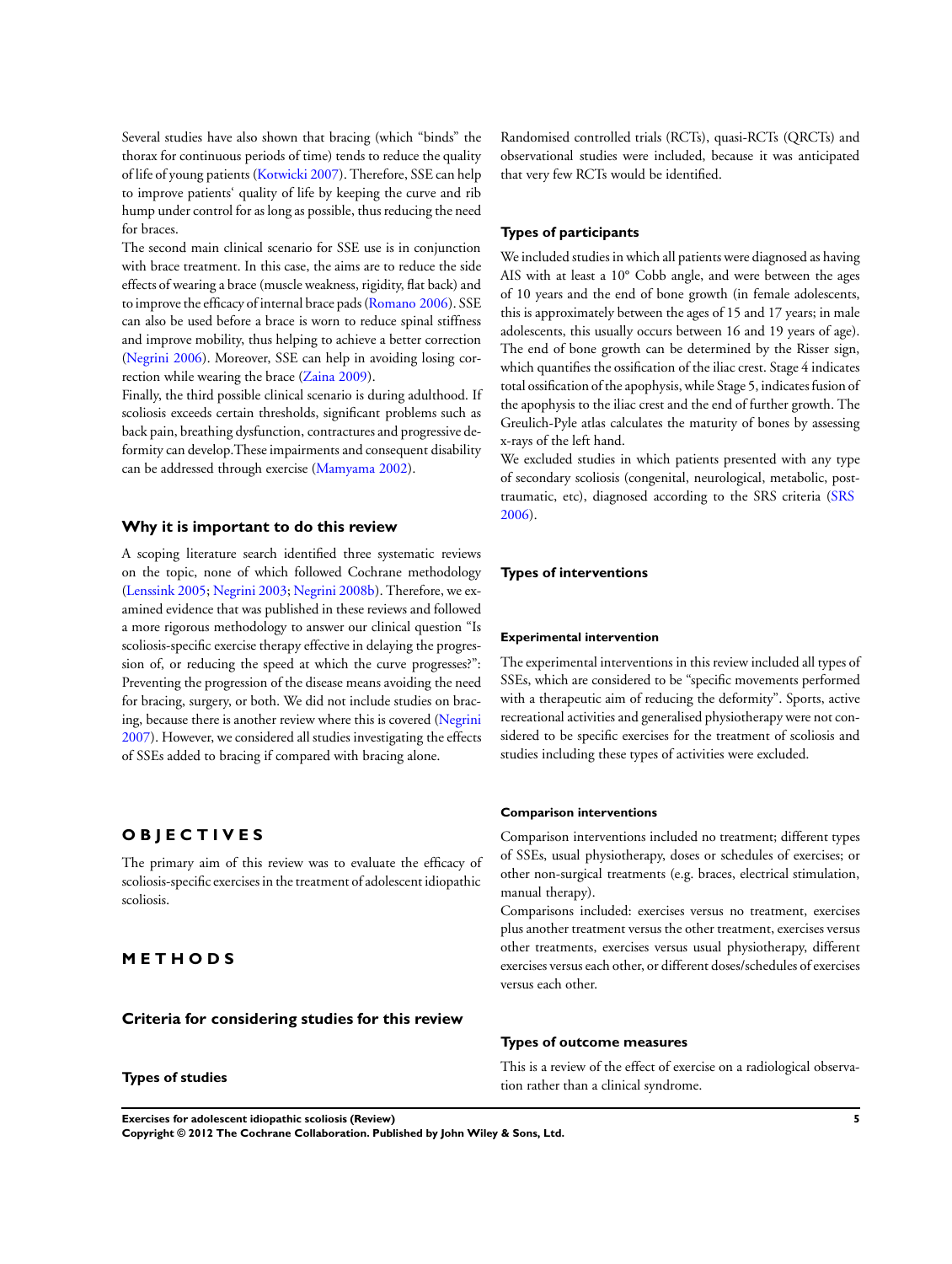Several studies have also shown that bracing (which "binds" the thorax for continuous periods of time) tends to reduce the quality of life of young patients (Kotwicki 2007). Therefore, SSE can help to improve patients' quality of life by keeping the curve and rib hump under control for as long as possible, thus reducing the need for braces.

The second main clinical scenario for SSE use is in conjunction with brace treatment. In this case, the aims are to reduce the side effects of wearing a brace (muscle weakness, rigidity, flat back) and to improve the efficacy of internal brace pads (Romano 2006). SSE can also be used before a brace is worn to reduce spinal stiffness and improve mobility, thus helping to achieve a better correction (Negrini 2006). Moreover, SSE can help in avoiding losing correction while wearing the brace (Zaina 2009).

Finally, the third possible clinical scenario is during adulthood. If scoliosis exceeds certain thresholds, significant problems such as back pain, breathing dysfunction, contractures and progressive deformity can develop.These impairments and consequent disability can be addressed through exercise (Mamyama 2002).

## Why it is important to do this review

A scoping literature search identified three systematic reviews on the topic, none of which followed Cochrane methodology (Lenssink 2005; Negrini 2003; Negrini 2008b). Therefore, we examined evidence that was published in these reviews and followed a more rigorous methodology to answer our clinical question "Is scoliosis-specific exercise therapy effective in delaying the progression of, or reducing the speed at which the curve progresses?": Preventing the progression of the disease means avoiding the need for bracing, surgery, or both. We did not include studies on bracing, because there is another review where this is covered (Negrini 2007). However, we considered all studies investigating the effects of SSEs added to bracing if compared with bracing alone.

# OBJECTIVES

The primary aim of this review was to evaluate the efficacy of scoliosis-specific exercises in the treatment of adolescent idiopathic scoliosis.

# METHODS

## Criteria for considering studies for this review

### Types of studies

Randomised controlled trials (RCTs), quasi-RCTs (QRCTs) and observational studies were included, because it was anticipated that very few RCTs would be identified.

### Types of participants

We included studies in which all patients were diagnosed as having AIS with at least a 10° Cobb angle, and were between the ages of 10 years and the end of bone growth (in female adolescents, this is approximately between the ages of 15 and 17 years; in male adolescents, this usually occurs between 16 and 19 years of age). The end of bone growth can be determined by the Risser sign, which quantifies the ossification of the iliac crest. Stage 4 indicates total ossification of the apophysis, while Stage 5, indicates fusion of the apophysis to the iliac crest and the end of further growth. The Greulich-Pyle atlas calculates the maturity of bones by assessing x-rays of the left hand.

We excluded studies in which patients presented with any type of secondary scoliosis (congenital, neurological, metabolic, post-traumatic, etc), diagnosed according to the SRS criteria (SRS 2006).

### Types of interventions

#### Experimental intervention

The experimental interventions in this review included all types of SSEs, which are considered to be "specific movements performed with a therapeutic aim of reducing the deformity". Sports, active recreational activities and generalised physiotherapy were not considered to be specific exercises for the treatment of scoliosis and studies including these types of activities were excluded.

#### Comparison interventions

Comparison interventions included no treatment; different types of SSEs, usual physiotherapy, doses or schedules of exercises; or other non-surgical treatments (e.g. braces, electrical stimulation, manual therapy).

Comparisons included: exercises versus no treatment, exercises plus another treatment versus the other treatment, exercises versus other treatments, exercises versus usual physiotherapy, different exercises versus each other, or different doses/schedules of exercises versus each other.

### Types of outcome measures

This is a review of the effect of exercise on a radiological observation rather than a clinical syndrome.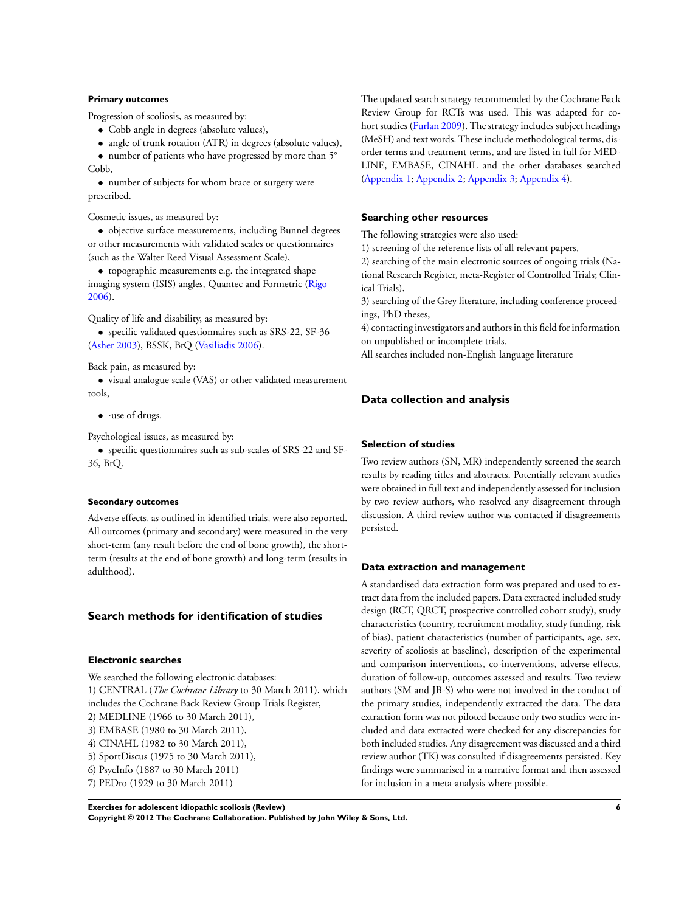#### Primary outcomes

Progression of scoliosis, as measured by:

- Cobb angle in degrees (absolute values),
- angle of trunk rotation (ATR) in degrees (absolute values),
- number of patients who have progressed by more than 5° Cobb,
- number of subjects for whom brace or surgery were prescribed.

Cosmetic issues, as measured by:

- objective surface measurements, including Bunnel degrees or other measurements with validated scales or questionnaires (such as the Walter Reed Visual Assessment Scale),
- topographic measurements e.g. the integrated shape imaging system (ISIS) angles, Quantec and Formetric (Rigo 2006).

Quality of life and disability, as measured by:

- specific validated questionnaires such as SRS-22, SF-36 (Asher 2003), BSSK, BrQ (Vasiliadis 2006).

Back pain, as measured by:

- visual analogue scale (VAS) or other validated measurement tools,
- ·use of drugs.

Psychological issues, as measured by:

- specific questionnaires such as sub-scales of SRS-22 and SF-36, BrQ.

#### Secondary outcomes

Adverse effects, as outlined in identified trials, were also reported. All outcomes (primary and secondary) were measured in the very short-term (any result before the end of bone growth), the short-term (results at the end of bone growth) and long-term (results in adulthood).

## Search methods for identification of studies

### Electronic searches

We searched the following electronic databases:
1) CENTRAL (*The Cochrane Library* to 30 March 2011), which includes the Cochrane Back Review Group Trials Register,
2) MEDLINE (1966 to 30 March 2011),
3) EMBASE (1980 to 30 March 2011),
4) CINAHL (1982 to 30 March 2011),
5) SportDiscus (1975 to 30 March 2011),
6) PsycInfo (1887 to 30 March 2011)
7) PEDro (1929 to 30 March 2011)

The updated search strategy recommended by the Cochrane Back Review Group for RCTs was used. This was adapted for cohort studies (Furlan 2009). The strategy includes subject headings (MeSH) and text words. These include methodological terms, disorder terms and treatment terms, and are listed in full for MEDLINE, EMBASE, CINAHL and the other databases searched (Appendix 1; Appendix 2; Appendix 3; Appendix 4).

### Searching other resources

The following strategies were also used:
1) screening of the reference lists of all relevant papers,
2) searching of the main electronic sources of ongoing trials (National Research Register, meta-Register of Controlled Trials; Clinical Trials),
3) searching of the Grey literature, including conference proceedings, PhD theses,
4) contacting investigators and authors in this field for information on unpublished or incomplete trials.
All searches included non-English language literature

## Data collection and analysis

### Selection of studies

Two review authors (SN, MR) independently screened the search results by reading titles and abstracts. Potentially relevant studies were obtained in full text and independently assessed for inclusion by two review authors, who resolved any disagreement through discussion. A third review author was contacted if disagreements persisted.

### Data extraction and management

A standardised data extraction form was prepared and used to extract data from the included papers. Data extracted included study design (RCT, QRCT, prospective controlled cohort study), study characteristics (country, recruitment modality, study funding, risk of bias), patient characteristics (number of participants, age, sex, severity of scoliosis at baseline), description of the experimental and comparison interventions, co-interventions, adverse effects, duration of follow-up, outcomes assessed and results. Two review authors (SM and JB-S) who were not involved in the conduct of the primary studies, independently extracted the data. The data extraction form was not piloted because only two studies were included and data extracted were checked for any discrepancies for both included studies. Any disagreement was discussed and a third review author (TK) was consulted if disagreements persisted. Key findings were summarised in a narrative format and then assessed for inclusion in a meta-analysis where possible.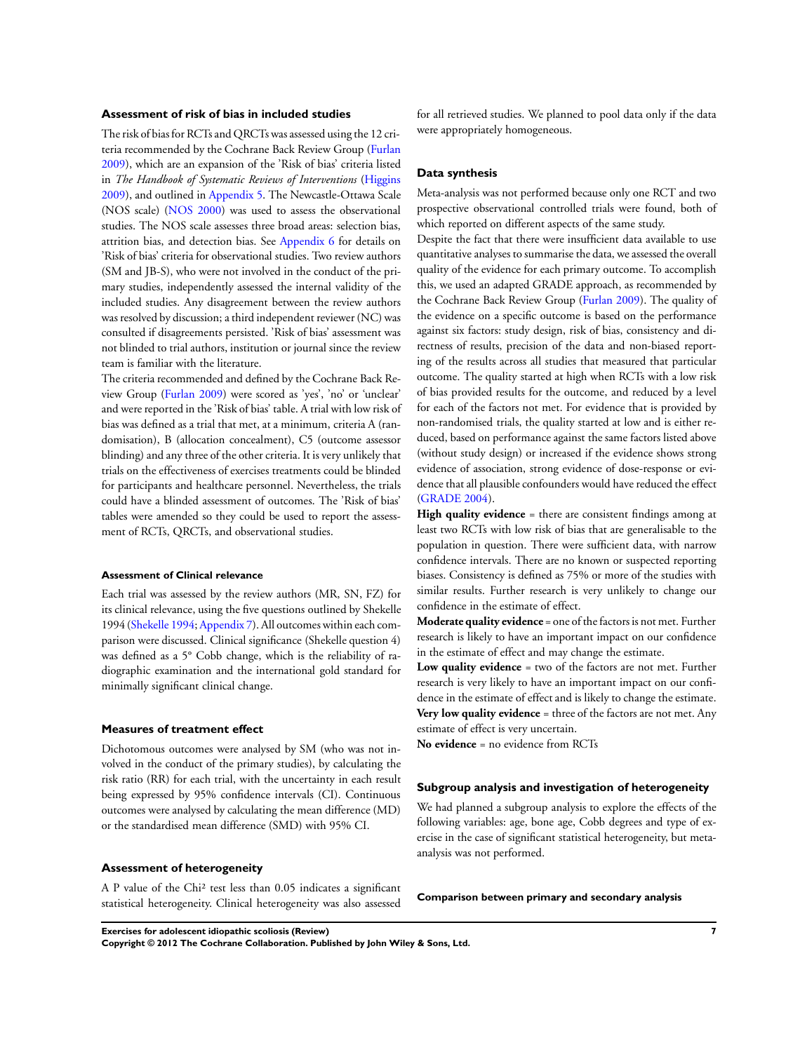### Assessment of risk of bias in included studies

The risk of bias for RCTs and QRCTs was assessed using the 12 criteria recommended by the Cochrane Back Review Group (Furlan 2009), which are an expansion of the 'Risk of bias' criteria listed in *The Handbook of Systematic Reviews of Interventions* (Higgins 2009), and outlined in Appendix 5. The Newcastle-Ottawa Scale (NOS scale) (NOS 2000) was used to assess the observational studies. The NOS scale assesses three broad areas: selection bias, attrition bias, and detection bias. See Appendix 6 for details on 'Risk of bias' criteria for observational studies. Two review authors (SM and JB-S), who were not involved in the conduct of the primary studies, independently assessed the internal validity of the included studies. Any disagreement between the review authors was resolved by discussion; a third independent reviewer (NC) was consulted if disagreements persisted. 'Risk of bias' assessment was not blinded to trial authors, institution or journal since the review team is familiar with the literature.

The criteria recommended and defined by the Cochrane Back Review Group (Furlan 2009) were scored as 'yes', 'no' or 'unclear' and were reported in the 'Risk of bias' table. A trial with low risk of bias was defined as a trial that met, at a minimum, criteria A (randomisation), B (allocation concealment), C5 (outcome assessor blinding) and any three of the other criteria. It is very unlikely that trials on the effectiveness of exercises treatments could be blinded for participants and healthcare personnel. Nevertheless, the trials could have a blinded assessment of outcomes. The 'Risk of bias' tables were amended so they could be used to report the assessment of RCTs, QRCTs, and observational studies.

#### Assessment of Clinical relevance

Each trial was assessed by the review authors (MR, SN, FZ) for its clinical relevance, using the five questions outlined by Shekelle 1994 (Shekelle 1994; Appendix 7). All outcomes within each comparison were discussed. Clinical significance (Shekelle question 4) was defined as a 5° Cobb change, which is the reliability of radiographic examination and the international gold standard for minimally significant clinical change.

### Measures of treatment effect

Dichotomous outcomes were analysed by SM (who was not involved in the conduct of the primary studies), by calculating the risk ratio (RR) for each trial, with the uncertainty in each result being expressed by 95% confidence intervals (CI). Continuous outcomes were analysed by calculating the mean difference (MD) or the standardised mean difference (SMD) with 95% CI.

### Assessment of heterogeneity

A P value of the $Chi^2$ test less than 0.05 indicates a significant statistical heterogeneity. Clinical heterogeneity was also assessed for all retrieved studies. We planned to pool data only if the data were appropriately homogeneous.

### Data synthesis

Meta-analysis was not performed because only one RCT and two prospective observational controlled trials were found, both of which reported on different aspects of the same study.

Despite the fact that there were insufficient data available to use quantitative analyses to summarise the data, we assessed the overall quality of the evidence for each primary outcome. To accomplish this, we used an adapted GRADE approach, as recommended by the Cochrane Back Review Group (Furlan 2009). The quality of the evidence on a specific outcome is based on the performance against six factors: study design, risk of bias, consistency and directness of results, precision of the data and non-biased reporting of the results across all studies that measured that particular outcome. The quality started at high when RCTs with a low risk of bias provided results for the outcome, and reduced by a level for each of the factors not met. For evidence that is provided by non-randomised trials, the quality started at low and is either reduced, based on performance against the same factors listed above (without study design) or increased if the evidence shows strong evidence of association, strong evidence of dose-response or evidence that all plausible confounders would have reduced the effect (GRADE 2004).

**High quality evidence** = there are consistent findings among at least two RCTs with low risk of bias that are generalisable to the population in question. There were sufficient data, with narrow confidence intervals. There are no known or suspected reporting biases. Consistency is defined as 75% or more of the studies with similar results. Further research is very unlikely to change our confidence in the estimate of effect.

**Moderate quality evidence** = one of the factors is not met. Further research is likely to have an important impact on our confidence in the estimate of effect and may change the estimate.

**Low quality evidence** = two of the factors are not met. Further research is very likely to have an important impact on our confidence in the estimate of effect and is likely to change the estimate.

**Very low quality evidence** = three of the factors are not met. Any estimate of effect is very uncertain.

**No evidence** = no evidence from RCTs

### Subgroup analysis and investigation of heterogeneity

We had planned a subgroup analysis to explore the effects of the following variables: age, bone age, Cobb degrees and type of exercise in the case of significant statistical heterogeneity, but meta-analysis was not performed.

#### Comparison between primary and secondary analysis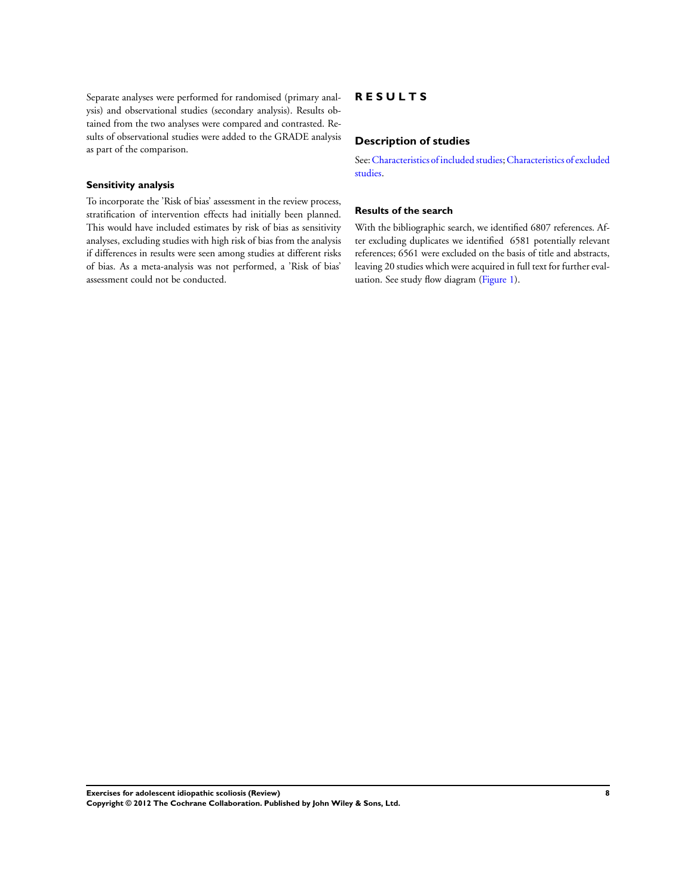Separate analyses were performed for randomised (primary analysis) and observational studies (secondary analysis). Results obtained from the two analyses were compared and contrasted. Results of observational studies were added to the GRADE analysis as part of the comparison.

### Sensitivity analysis

To incorporate the 'Risk of bias' assessment in the review process, stratification of intervention effects had initially been planned. This would have included estimates by risk of bias as sensitivity analyses, excluding studies with high risk of bias from the analysis if differences in results were seen among studies at different risks of bias. As a meta-analysis was not performed, a 'Risk of bias' assessment could not be conducted.

# RESULTS

## Description of studies

See: Characteristics of included studies; Characteristics of excluded studies.

### Results of the search

With the bibliographic search, we identified 6807 references. After excluding duplicates we identified 6581 potentially relevant references; 6561 were excluded on the basis of title and abstracts, leaving 20 studies which were acquired in full text for further evaluation. See study flow diagram (Figure 1).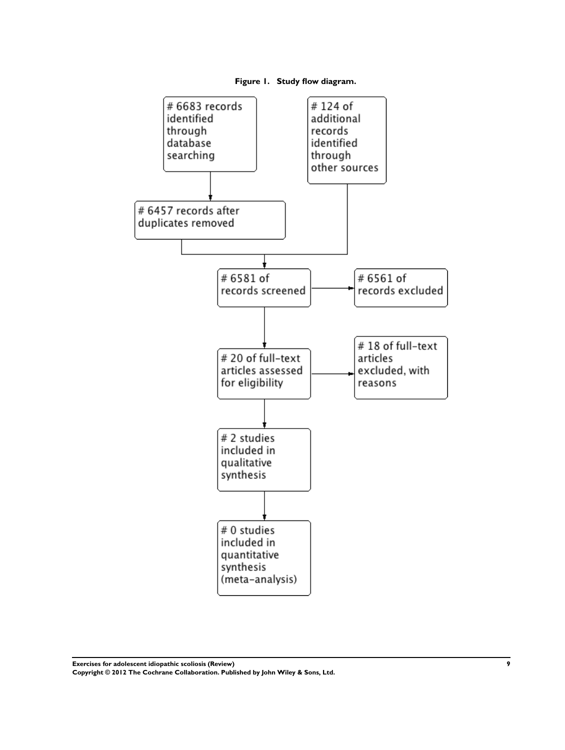**Figure 1. Study flow diagram.**

- # 6683 records identified through database searching
- # 124 of additional records identified through other sources
- # 6457 records after duplicates removed
- # 6581 of records screened
- # 6561 of records excluded
- # 20 of full-text articles assessed for eligibility
- # 18 of full-text articles excluded, with reasons
- # 2 studies included in qualitative synthesis
- # 0 studies included in quantitative synthesis (meta-analysis)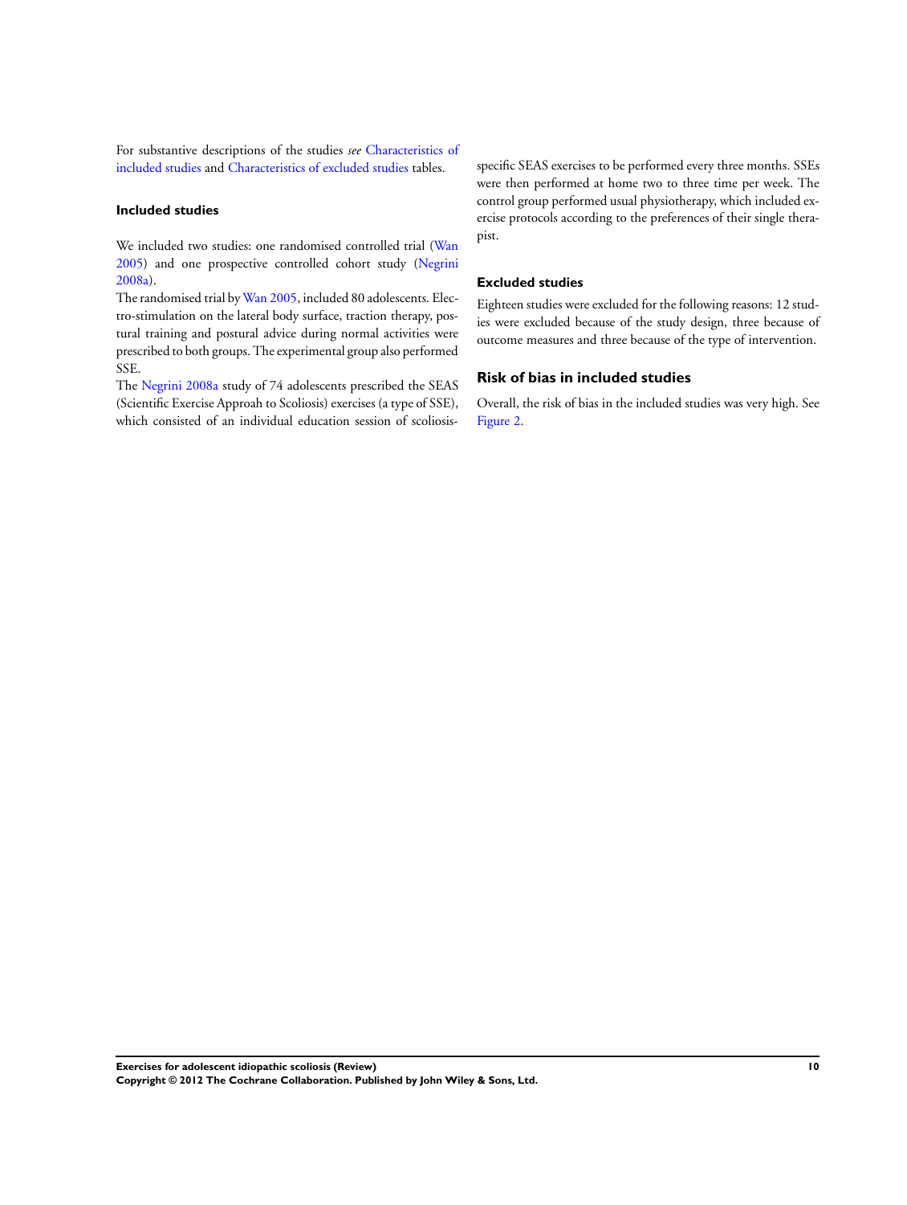For substantive descriptions of the studies *see* Characteristics of included studies and Characteristics of excluded studies tables.

### Included studies

We included two studies: one randomised controlled trial (Wan 2005) and one prospective controlled cohort study (Negrini 2008a).

The randomised trial by Wan 2005, included 80 adolescents. Electro-stimulation on the lateral body surface, traction therapy, postural training and postural advice during normal activities were prescribed to both groups. The experimental group also performed SSE.

The Negrini 2008a study of 74 adolescents prescribed the SEAS (Scientific Exercise Approah to Scoliosis) exercises (a type of SSE), which consisted of an individual education session of scoliosis-specific SEAS exercises to be performed every three months. SSEs were then performed at home two to three time per week. The control group performed usual physiotherapy, which included exercise protocols according to the preferences of their single therapist.

### Excluded studies

Eighteen studies were excluded for the following reasons: 12 studies were excluded because of the study design, three because of outcome measures and three because of the type of intervention.

## Risk of bias in included studies

Overall, the risk of bias in the included studies was very high. See Figure 2.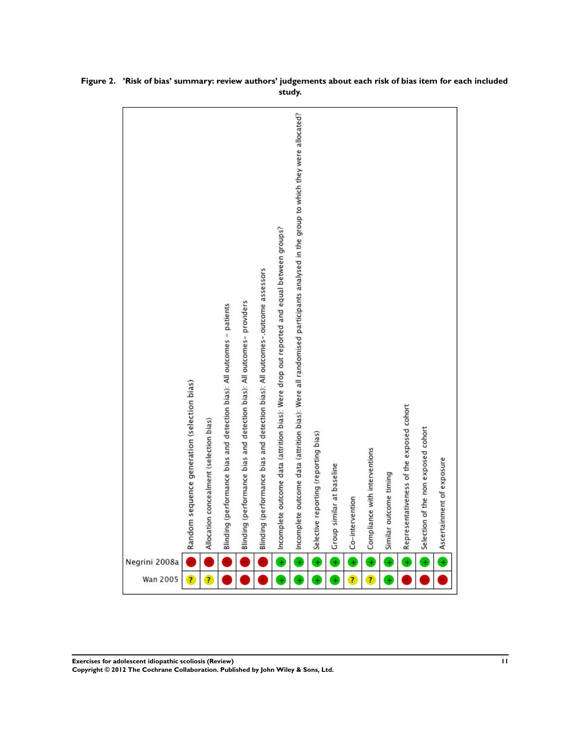**Figure 2. 'Risk of bias' summary: review authors' judgements about each risk of bias item for each included study.**

| | Negrini 2008a | Wan 2005 |
|---|---|---|
| Random sequence generation (selection bias) | - | ? |
| Allocation concealment (selection bias) | - | ? |
| Blinding (performance bias and detection bias): All outcomes - patients | - | - |
| Blinding (performance bias and detection bias): All outcomes- providers | - | - |
| Blinding (performance bias and detection bias): All outcomes--outcome assessors | - | - |
| Incomplete outcome data (attrition bias): Were drop out reported and equal between groups? | + | + |
| Incomplete outcome data (attrition bias): Were all randomised participants analysed in the group to which they were allocated? | + | + |
| Selective reporting (reporting bias) | + | + |
| Group similar at baseline | + | + |
| Co-intervention | + | ? |
| Compliance with interventions | + | ? |
| Similar outcome timing | + | + |
| Representativeness of the exposed cohort | + | - |
| Selection of the non exposed cohort | + | - |
| Ascertainment of exposure | + | - |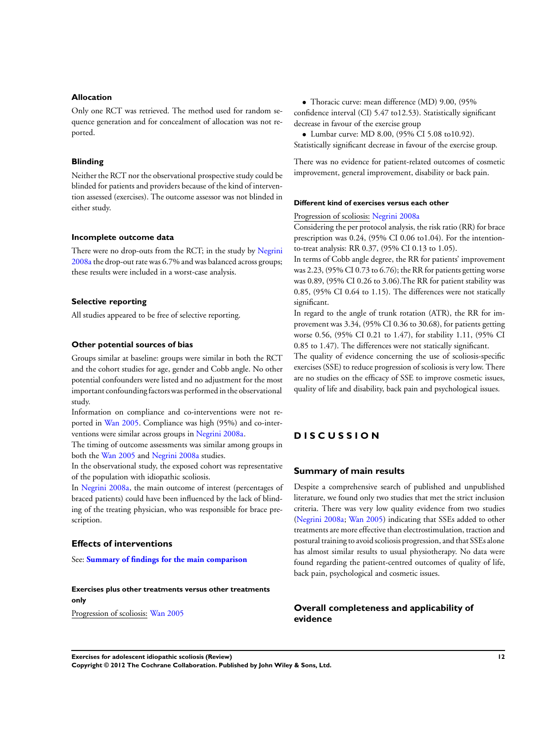### Allocation

Only one RCT was retrieved. The method used for random sequence generation and for concealment of allocation was not reported.

### Blinding

Neither the RCT nor the observational prospective study could be blinded for patients and providers because of the kind of intervention assessed (exercises). The outcome assessor was not blinded in either study.

### Incomplete outcome data

There were no drop-outs from the RCT; in the study by Negrini 2008a the drop-out rate was 6.7% and was balanced across groups; these results were included in a worst-case analysis.

### Selective reporting

All studies appeared to be free of selective reporting.

### Other potential sources of bias

Groups similar at baseline: groups were similar in both the RCT and the cohort studies for age, gender and Cobb angle. No other potential confounders were listed and no adjustment for the most important confounding factors was performed in the observational study.

Information on compliance and co-interventions were not reported in Wan 2005. Compliance was high (95%) and co-interventions were similar across groups in Negrini 2008a.

The timing of outcome assessments was similar among groups in both the Wan 2005 and Negrini 2008a studies.

In the observational study, the exposed cohort was representative of the population with idiopathic scoliosis.

In Negrini 2008a, the main outcome of interest (percentages of braced patients) could have been influenced by the lack of blinding of the treating physician, who was responsible for brace prescription.

## Effects of interventions

See: **Summary of findings for the main comparison**

#### Exercises plus other treatments versus other treatments only

Progression of scoliosis: Wan 2005

- Thoracic curve: mean difference (MD) 9.00, (95% confidence interval (CI) 5.47 to12.53). Statistically significant decrease in favour of the exercise group
- Lumbar curve: MD 8.00, (95% CI 5.08 to10.92). Statistically significant decrease in favour of the exercise group.

There was no evidence for patient-related outcomes of cosmetic improvement, general improvement, disability or back pain.

#### Different kind of exercises versus each other

Progression of scoliosis: Negrini 2008a

Considering the per protocol analysis, the risk ratio (RR) for brace prescription was 0.24, (95% CI 0.06 to1.04). For the intention-to-treat analysis: RR 0.37, (95% CI 0.13 to 1.05).

In terms of Cobb angle degree, the RR for patients' improvement was 2.23, (95% CI 0.73 to 6.76); the RR for patients getting worse was 0.89, (95% CI 0.26 to 3.06).The RR for patient stability was 0.85, (95% CI 0.64 to 1.15). The differences were not statically significant.

In regard to the angle of trunk rotation (ATR), the RR for improvement was 3.34, (95% CI 0.36 to 30.68), for patients getting worse 0.56, (95% CI 0.21 to 1.47), for stability 1.11, (95% CI 0.85 to 1.47). The differences were not statically significant.

The quality of evidence concerning the use of scoliosis-specific exercises (SSE) to reduce progression of scoliosis is very low. There are no studies on the efficacy of SSE to improve cosmetic issues, quality of life and disability, back pain and psychological issues.

# DISCUSSION

## Summary of main results

Despite a comprehensive search of published and unpublished literature, we found only two studies that met the strict inclusion criteria. There was very low quality evidence from two studies (Negrini 2008a; Wan 2005) indicating that SSEs added to other treatments are more effective than electrostimulation, traction and postural training to avoid scoliosis progression, and that SSEs alone has almost similar results to usual physiotherapy. No data were found regarding the patient-centred outcomes of quality of life, back pain, psychological and cosmetic issues.

## Overall completeness and applicability of evidence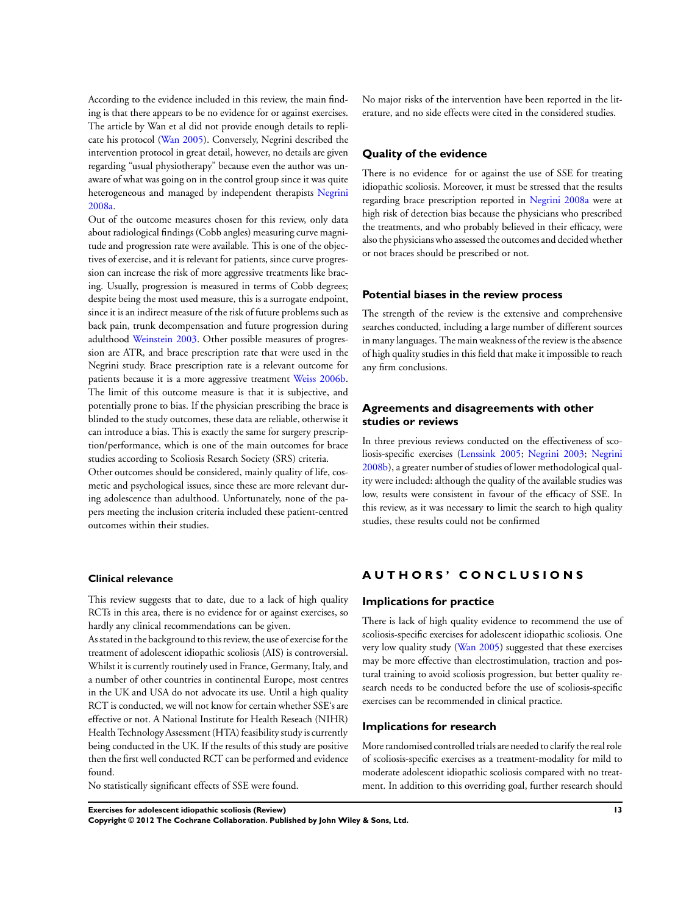According to the evidence included in this review, the main finding is that there appears to be no evidence for or against exercises. The article by Wan et al did not provide enough details to replicate his protocol (Wan 2005). Conversely, Negrini described the intervention protocol in great detail, however, no details are given regarding "usual physiotherapy" because even the author was unaware of what was going on in the control group since it was quite heterogeneous and managed by independent therapists Negrini 2008a.

Out of the outcome measures chosen for this review, only data about radiological findings (Cobb angles) measuring curve magnitude and progression rate were available. This is one of the objectives of exercise, and it is relevant for patients, since curve progression can increase the risk of more aggressive treatments like bracing. Usually, progression is measured in terms of Cobb degrees; despite being the most used measure, this is a surrogate endpoint, since it is an indirect measure of the risk of future problems such as back pain, trunk decompensation and future progression during adulthood Weinstein 2003. Other possible measures of progression are ATR, and brace prescription rate that were used in the Negrini study. Brace prescription rate is a relevant outcome for patients because it is a more aggressive treatment Weiss 2006b. The limit of this outcome measure is that it is subjective, and potentially prone to bias. If the physician prescribing the brace is blinded to the study outcomes, these data are reliable, otherwise it can introduce a bias. This is exactly the same for surgery prescription/performance, which is one of the main outcomes for brace studies according to Scoliosis Resarch Society (SRS) criteria.

Other outcomes should be considered, mainly quality of life, cosmetic and psychological issues, since these are more relevant during adolescence than adulthood. Unfortunately, none of the papers meeting the inclusion criteria included these patient-centred outcomes within their studies.

### Clinical relevance

This review suggests that to date, due to a lack of high quality RCTs in this area, there is no evidence for or against exercises, so hardly any clinical recommendations can be given.

As stated in the background to this review, the use of exercise for the treatment of adolescent idiopathic scoliosis (AIS) is controversial. Whilst it is currently routinely used in France, Germany, Italy, and a number of other countries in continental Europe, most centres in the UK and USA do not advocate its use. Until a high quality RCT is conducted, we will not know for certain whether SSE's are effective or not. A National Institute for Health Reseach (NIHR) Health Technology Assessment (HTA) feasibility study is currently being conducted in the UK. If the results of this study are positive then the first well conducted RCT can be performed and evidence found.

No statistically significant effects of SSE were found.

No major risks of the intervention have been reported in the literature, and no side effects were cited in the considered studies.

## Quality of the evidence

There is no evidence for or against the use of SSE for treating idiopathic scoliosis. Moreover, it must be stressed that the results regarding brace prescription reported in Negrini 2008a were at high risk of detection bias because the physicians who prescribed the treatments, and who probably believed in their efficacy, were also the physicians who assessed the outcomes and decided whether or not braces should be prescribed or not.

## Potential biases in the review process

The strength of the review is the extensive and comprehensive searches conducted, including a large number of different sources in many languages. The main weakness of the review is the absence of high quality studies in this field that make it impossible to reach any firm conclusions.

## Agreements and disagreements with other studies or reviews

In three previous reviews conducted on the effectiveness of scoliosis-specific exercises (Lenssink 2005; Negrini 2003; Negrini 2008b), a greater number of studies of lower methodological quality were included: although the quality of the available studies was low, results were consistent in favour of the efficacy of SSE. In this review, as it was necessary to limit the search to high quality studies, these results could not be confirmed

# AUTHORS' CONCLUSIONS

## Implications for practice

There is lack of high quality evidence to recommend the use of scoliosis-specific exercises for adolescent idiopathic scoliosis. One very low quality study (Wan 2005) suggested that these exercises may be more effective than electrostimulation, traction and postural training to avoid scoliosis progression, but better quality research needs to be conducted before the use of scoliosis-specific exercises can be recommended in clinical practice.

## Implications for research

More randomised controlled trials are needed to clarify the real role of scoliosis-specific exercises as a treatment-modality for mild to moderate adolescent idiopathic scoliosis compared with no treatment. In addition to this overriding goal, further research should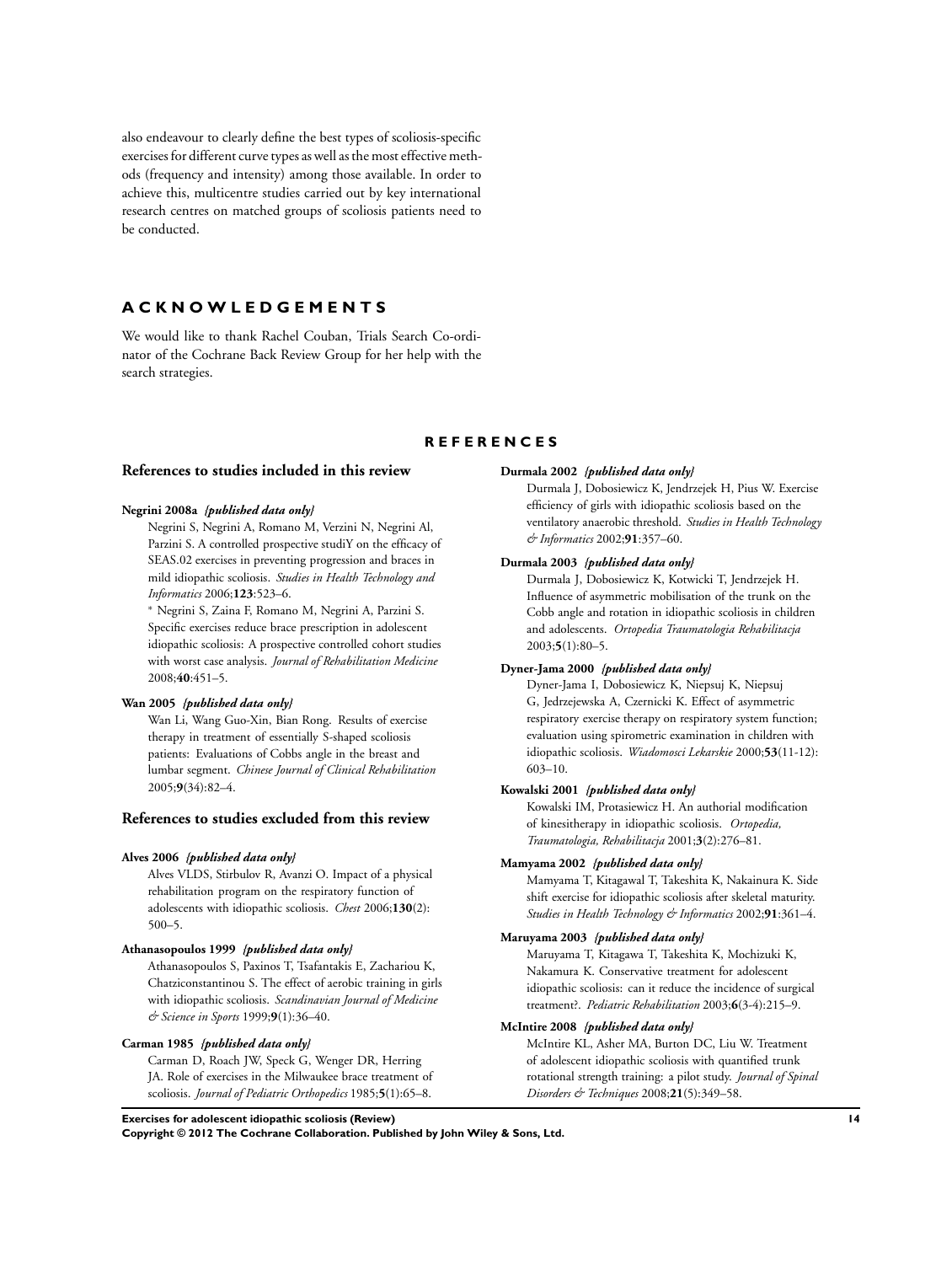also endeavour to clearly define the best types of scoliosis-specific exercises for different curve types as well as the most effective methods (frequency and intensity) among those available. In order to achieve this, multicentre studies carried out by key international research centres on matched groups of scoliosis patients need to be conducted.

# ACKNOWLEDGEMENTS

We would like to thank Rachel Couban, Trials Search Co-ordinator of the Cochrane Back Review Group for her help with the search strategies.

# REFERENCES

## References to studies included in this review

**Negrini 2008a** *{published data only}*

Negrini S, Negrini A, Romano M, Verzini N, Negrini Al, Parzini S. A controlled prospective studiY on the efficacy of SEAS.02 exercises in preventing progression and braces in mild idiopathic scoliosis. *Studies in Health Technology and Informatics* 2006;**123**:523–6.

* Negrini S, Zaina F, Romano M, Negrini A, Parzini S. Specific exercises reduce brace prescription in adolescent idiopathic scoliosis: A prospective controlled cohort studies with worst case analysis. *Journal of Rehabilitation Medicine* 2008;**40**:451–5.

**Wan 2005** *{published data only}*

Wan Li, Wang Guo-Xin, Bian Rong. Results of exercise therapy in treatment of essentially S-shaped scoliosis patients: Evaluations of Cobbs angle in the breast and lumbar segment. *Chinese Journal of Clinical Rehabilitation* 2005;**9**(34):82–4.

## References to studies excluded from this review

**Alves 2006** *{published data only}*

Alves VLDS, Stirbulov R, Avanzi O. Impact of a physical rehabilitation program on the respiratory function of adolescents with idiopathic scoliosis. *Chest* 2006;**130**(2): 500–5.

**Athanasopoulos 1999** *{published data only}*

Athanasopoulos S, Paxinos T, Tsafantakis E, Zachariou K, Chatziconstantinou S. The effect of aerobic training in girls with idiopathic scoliosis. *Scandinavian Journal of Medicine & Science in Sports* 1999;**9**(1):36–40.

**Carman 1985** *{published data only}*

Carman D, Roach JW, Speck G, Wenger DR, Herring JA. Role of exercises in the Milwaukee brace treatment of scoliosis. *Journal of Pediatric Orthopedics* 1985;**5**(1):65–8.

**Durmala 2002** *{published data only}*

Durmala J, Dobosiewicz K, Jendrzejek H, Pius W. Exercise efficiency of girls with idiopathic scoliosis based on the ventilatory anaerobic threshold. *Studies in Health Technology & Informatics* 2002;**91**:357–60.

**Durmala 2003** *{published data only}*

Durmala J, Dobosiewicz K, Kotwicki T, Jendrzejek H. Influence of asymmetric mobilisation of the trunk on the Cobb angle and rotation in idiopathic scoliosis in children and adolescents. *Ortopedia Traumatologia Rehabilitacja* 2003;**5**(1):80–5.

**Dyner-Jama 2000** *{published data only}*

Dyner-Jama I, Dobosiewicz K, Niepsuj K, Niepsuj G, Jedrzejewska A, Czernicki K. Effect of asymmetric respiratory exercise therapy on respiratory system function; evaluation using spirometric examination in children with idiopathic scoliosis. *Wiadomosci Lekarskie* 2000;**53**(11-12): 603–10.

**Kowalski 2001** *{published data only}*

Kowalski IM, Protasiewicz H. An authorial modification of kinesitherapy in idiopathic scoliosis. *Ortopedia, Traumatologia, Rehabilitacja* 2001;**3**(2):276–81.

**Mamyama 2002** *{published data only}*

Mamyama T, Kitagawal T, Takeshita K, Nakainura K. Side shift exercise for idiopathic scoliosis after skeletal maturity. *Studies in Health Technology & Informatics* 2002;**91**:361–4.

**Maruyama 2003** *{published data only}*

Maruyama T, Kitagawa T, Takeshita K, Mochizuki K, Nakamura K. Conservative treatment for adolescent idiopathic scoliosis: can it reduce the incidence of surgical treatment?. *Pediatric Rehabilitation* 2003;**6**(3-4):215–9.

**McIntire 2008** *{published data only}*

McIntire KL, Asher MA, Burton DC, Liu W. Treatment of adolescent idiopathic scoliosis with quantified trunk rotational strength training: a pilot study. *Journal of Spinal Disorders & Techniques* 2008;**21**(5):349–58.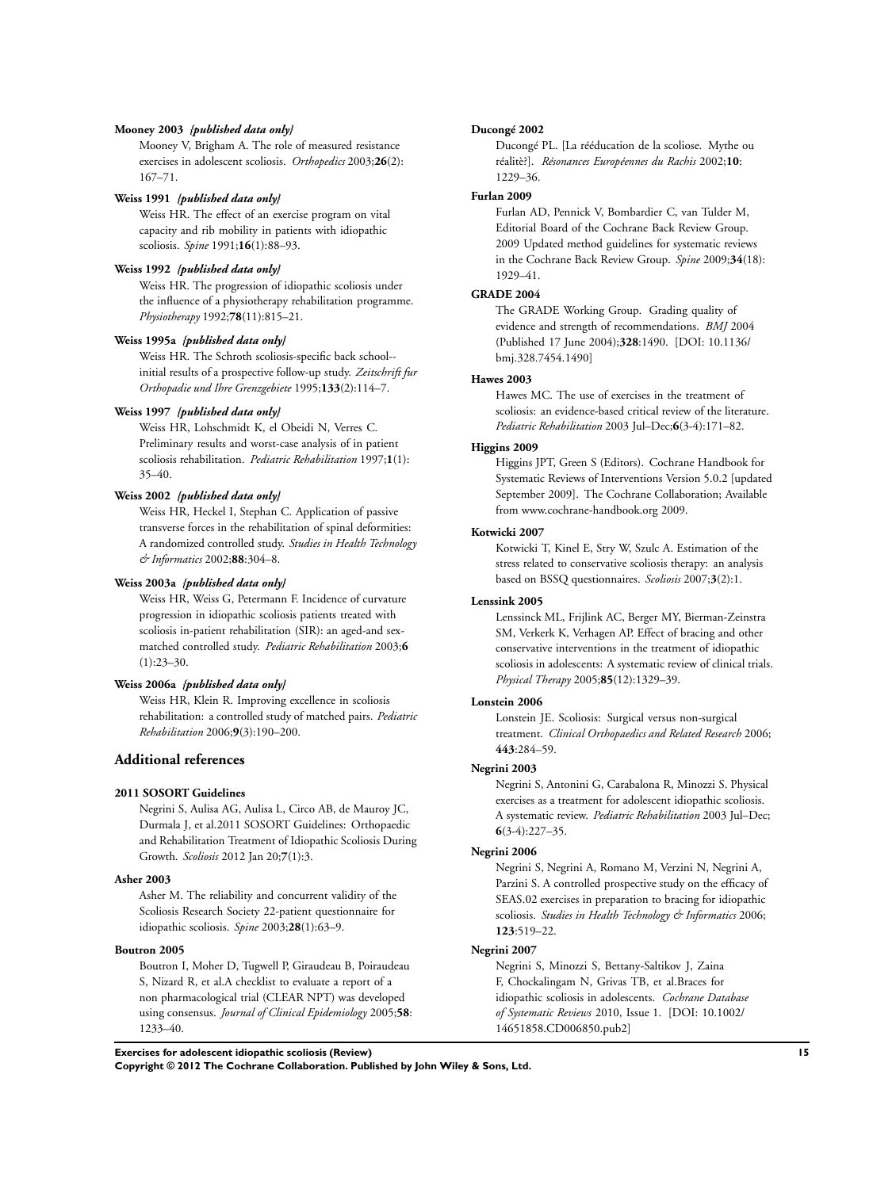**Mooney 2003** *{published data only}*

Mooney V, Brigham A. The role of measured resistance exercises in adolescent scoliosis. *Orthopedics* 2003;**26**(2): 167–71.

**Weiss 1991** *{published data only}*

Weiss HR. The effect of an exercise program on vital capacity and rib mobility in patients with idiopathic scoliosis. *Spine* 1991;**16**(1):88–93.

**Weiss 1992** *{published data only}*

Weiss HR. The progression of idiopathic scoliosis under the influence of a physiotherapy rehabilitation programme. *Physiotherapy* 1992;**78**(11):815–21.

**Weiss 1995a** *{published data only}*

Weiss HR. The Schroth scoliosis-specific back school--initial results of a prospective follow-up study. *Zeitschrift fur Orthopadie und Ihre Grenzgebiete* 1995;**133**(2):114–7.

**Weiss 1997** *{published data only}*

Weiss HR, Lohschmidt K, el Obeidi N, Verres C. Preliminary results and worst-case analysis of in patient scoliosis rehabilitation. *Pediatric Rehabilitation* 1997;**1**(1): 35–40.

**Weiss 2002** *{published data only}*

Weiss HR, Heckel I, Stephan C. Application of passive transverse forces in the rehabilitation of spinal deformities: A randomized controlled study. *Studies in Health Technology & Informatics* 2002;**88**:304–8.

**Weiss 2003a** *{published data only}*

Weiss HR, Weiss G, Petermann F. Incidence of curvature progression in idiopathic scoliosis patients treated with scoliosis in-patient rehabilitation (SIR): an aged-and sex-matched controlled study. *Pediatric Rehabilitation* 2003;**6** (1):23–30.

**Weiss 2006a** *{published data only}*

Weiss HR, Klein R. Improving excellence in scoliosis rehabilitation: a controlled study of matched pairs. *Pediatric Rehabilitation* 2006;**9**(3):190–200.

## Additional references

**2011 SOSORT Guidelines**

Negrini S, Aulisa AG, Aulisa L, Circo AB, de Mauroy JC, Durmala J, et al.2011 SOSORT Guidelines: Orthopaedic and Rehabilitation Treatment of Idiopathic Scoliosis During Growth. *Scoliosis* 2012 Jan 20;**7**(1):3.

**Asher 2003**

Asher M. The reliability and concurrent validity of the Scoliosis Research Society 22-patient questionnaire for idiopathic scoliosis. *Spine* 2003;**28**(1):63–9.

**Boutron 2005**

Boutron I, Moher D, Tugwell P, Giraudeau B, Poiraudeau S, Nizard R, et al.A checklist to evaluate a report of a non pharmacological trial (CLEAR NPT) was developed using consensus. *Journal of Clinical Epidemiology* 2005;**58**: 1233–40.

**Ducongé 2002**

Ducongé PL. [La rééducation de la scoliose. Mythe ou réalitè?]. *Résonances Européennes du Rachis* 2002;**10**: 1229–36.

**Furlan 2009**

Furlan AD, Pennick V, Bombardier C, van Tulder M, Editorial Board of the Cochrane Back Review Group. 2009 Updated method guidelines for systematic reviews in the Cochrane Back Review Group. *Spine* 2009;**34**(18): 1929–41.

**GRADE 2004**

The GRADE Working Group. Grading quality of evidence and strength of recommendations. *BMJ* 2004 (Published 17 June 2004);**328**:1490. [DOI: 10.1136/bmj.328.7454.1490]

**Hawes 2003**

Hawes MC. The use of exercises in the treatment of scoliosis: an evidence-based critical review of the literature. *Pediatric Rehabilitation* 2003 Jul–Dec;**6**(3-4):171–82.

**Higgins 2009**

Higgins JPT, Green S (Editors). Cochrane Handbook for Systematic Reviews of Interventions Version 5.0.2 [updated September 2009]. The Cochrane Collaboration; Available from www.cochrane-handbook.org 2009.

**Kotwicki 2007**

Kotwicki T, Kinel E, Stry W, Szulc A. Estimation of the stress related to conservative scoliosis therapy: an analysis based on BSSQ questionnaires. *Scoliosis* 2007;**3**(2):1.

**Lenssink 2005**

Lenssinck ML, Frijlink AC, Berger MY, Bierman-Zeinstra SM, Verkerk K, Verhagen AP. Effect of bracing and other conservative interventions in the treatment of idiopathic scoliosis in adolescents: A systematic review of clinical trials. *Physical Therapy* 2005;**85**(12):1329–39.

**Lonstein 2006**

Lonstein JE. Scoliosis: Surgical versus non-surgical treatment. *Clinical Orthopaedics and Related Research* 2006; **443**:284–59.

**Negrini 2003**

Negrini S, Antonini G, Carabalona R, Minozzi S. Physical exercises as a treatment for adolescent idiopathic scoliosis. A systematic review. *Pediatric Rehabilitation* 2003 Jul–Dec; **6**(3-4):227–35.

**Negrini 2006**

Negrini S, Negrini A, Romano M, Verzini N, Negrini A, Parzini S. A controlled prospective study on the efficacy of SEAS.02 exercises in preparation to bracing for idiopathic scoliosis. *Studies in Health Technology & Informatics* 2006; **123**:519–22.

**Negrini 2007**

Negrini S, Minozzi S, Bettany-Saltikov J, Zaina F, Chockalingam N, Grivas TB, et al.Braces for idiopathic scoliosis in adolescents. *Cochrane Database of Systematic Reviews* 2010, Issue 1. [DOI: 10.1002/14651858.CD006850.pub2]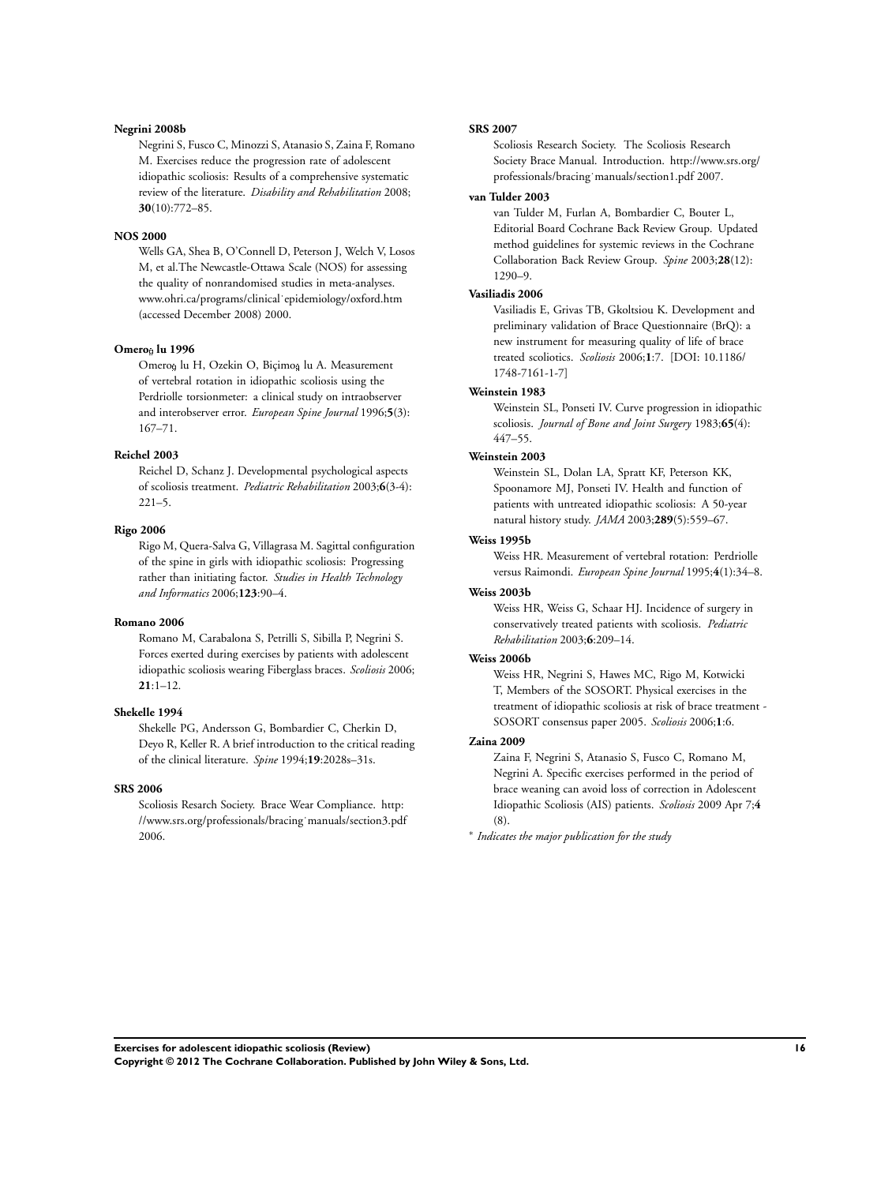**Negrini 2008b**

Negrini S, Fusco C, Minozzi S, Atanasio S, Zaina F, Romano M. Exercises reduce the progression rate of adolescent idiopathic scoliosis: Results of a comprehensive systematic review of the literature. *Disability and Rehabilitation* 2008; **30**(10):772–85.

**NOS 2000**

Wells GA, Shea B, O'Connell D, Peterson J, Welch V, Losos M, et al.The Newcastle-Ottawa Scale (NOS) for assessing the quality of nonrandomised studies in meta-analyses. www.ohri.ca/programs/clinical˙epidemiology/oxford.htm (accessed December 2008) 2000.

**Omeroğ lu 1996**

Omeroğ lu H, Ozekin O, Biçimoğ lu A. Measurement of vertebral rotation in idiopathic scoliosis using the Perdriolle torsionmeter: a clinical study on intraobserver and interobserver error. *European Spine Journal* 1996;**5**(3): 167–71.

**Reichel 2003**

Reichel D, Schanz J. Developmental psychological aspects of scoliosis treatment. *Pediatric Rehabilitation* 2003;**6**(3-4): 221–5.

**Rigo 2006**

Rigo M, Quera-Salva G, Villagrasa M. Sagittal configuration of the spine in girls with idiopathic scoliosis: Progressing rather than initiating factor. *Studies in Health Technology and Informatics* 2006;**123**:90–4.

**Romano 2006**

Romano M, Carabalona S, Petrilli S, Sibilla P, Negrini S. Forces exerted during exercises by patients with adolescent idiopathic scoliosis wearing Fiberglass braces. *Scoliosis* 2006; **21**:1–12.

**Shekelle 1994**

Shekelle PG, Andersson G, Bombardier C, Cherkin D, Deyo R, Keller R. A brief introduction to the critical reading of the clinical literature. *Spine* 1994;**19**:2028s–31s.

**SRS 2006**

Scoliosis Resarch Society. Brace Wear Compliance. http://www.srs.org/professionals/bracing˙manuals/section3.pdf 2006.

**SRS 2007**

Scoliosis Research Society. The Scoliosis Research Society Brace Manual. Introduction. http://www.srs.org/professionals/bracing˙manuals/section1.pdf 2007.

**van Tulder 2003**

van Tulder M, Furlan A, Bombardier C, Bouter L, Editorial Board Cochrane Back Review Group. Updated method guidelines for systemic reviews in the Cochrane Collaboration Back Review Group. *Spine* 2003;**28**(12): 1290–9.

**Vasiliadis 2006**

Vasiliadis E, Grivas TB, Gkoltsiou K. Development and preliminary validation of Brace Questionnaire (BrQ): a new instrument for measuring quality of life of brace treated scoliotics. *Scoliosis* 2006;**1**:7. [DOI: 10.1186/1748-7161-1-7]

**Weinstein 1983**

Weinstein SL, Ponseti IV. Curve progression in idiopathic scoliosis. *Journal of Bone and Joint Surgery* 1983;**65**(4): 447–55.

**Weinstein 2003**

Weinstein SL, Dolan LA, Spratt KF, Peterson KK, Spoonamore MJ, Ponseti IV. Health and function of patients with untreated idiopathic scoliosis: A 50-year natural history study. *JAMA* 2003;**289**(5):559–67.

**Weiss 1995b**

Weiss HR. Measurement of vertebral rotation: Perdriolle versus Raimondi. *European Spine Journal* 1995;**4**(1):34–8.

**Weiss 2003b**

Weiss HR, Weiss G, Schaar HJ. Incidence of surgery in conservatively treated patients with scoliosis. *Pediatric Rehabilitation* 2003;**6**:209–14.

**Weiss 2006b**

Weiss HR, Negrini S, Hawes MC, Rigo M, Kotwicki T, Members of the SOSORT. Physical exercises in the treatment of idiopathic scoliosis at risk of brace treatment - SOSORT consensus paper 2005. *Scoliosis* 2006;**1**:6.

**Zaina 2009**

Zaina F, Negrini S, Atanasio S, Fusco C, Romano M, Negrini A. Specific exercises performed in the period of brace weaning can avoid loss of correction in Adolescent Idiopathic Scoliosis (AIS) patients. *Scoliosis* 2009 Apr 7;**4** (8).

* *Indicates the major publication for the study*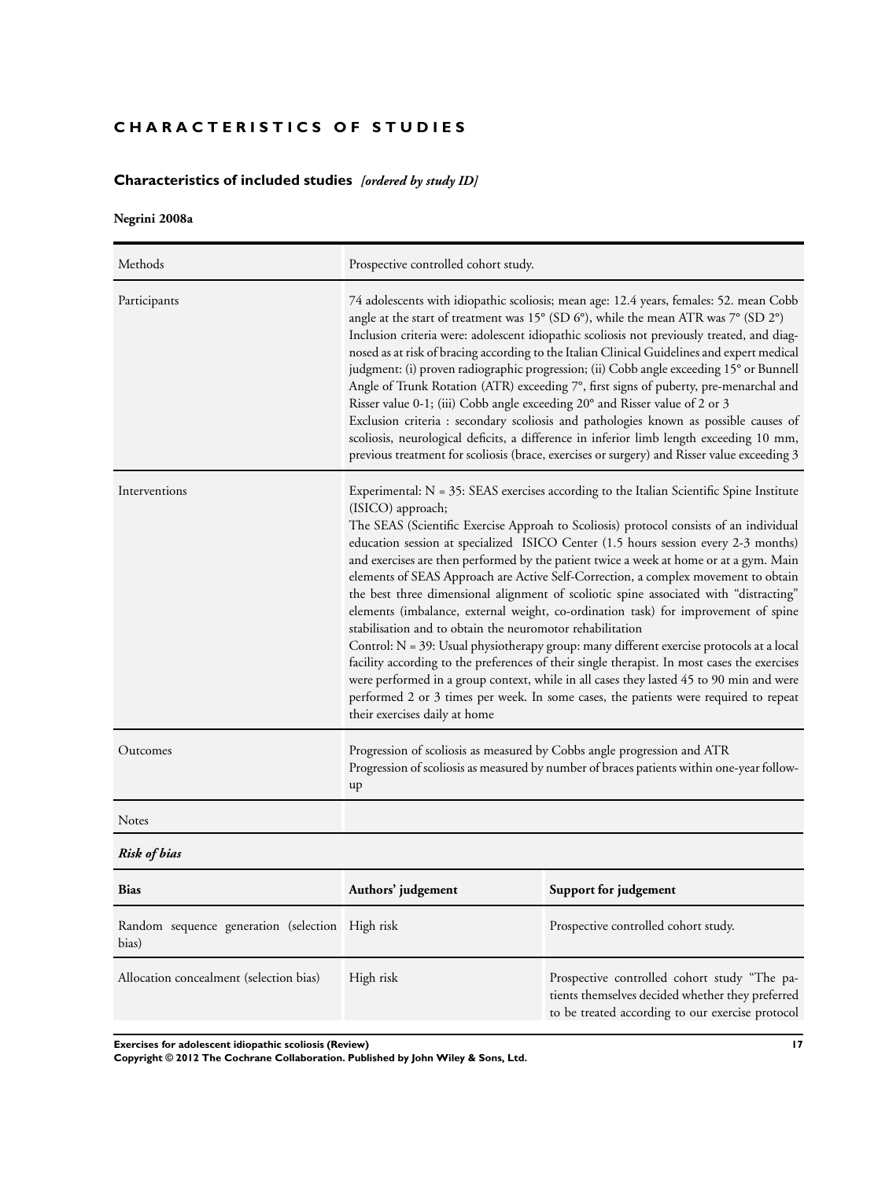# CHARACTERISTICS OF STUDIES

## Characteristics of included studies *[ordered by study ID]*

### Negrini 2008a

| | |
|---|---|
| Methods | Prospective controlled cohort study. |
| Participants | 74 adolescents with idiopathic scoliosis; mean age: 12.4 years, females: 52. mean Cobb angle at the start of treatment was 15° (SD 6°), while the mean ATR was 7° (SD 2°)<br>Inclusion criteria were: adolescent idiopathic scoliosis not previously treated, and diagnosed as at risk of bracing according to the Italian Clinical Guidelines and expert medical judgment: (i) proven radiographic progression; (ii) Cobb angle exceeding 15° or Bunnell Angle of Trunk Rotation (ATR) exceeding 7°, first signs of puberty, pre-menarchal and Risser value 0-1; (iii) Cobb angle exceeding 20° and Risser value of 2 or 3<br>Exclusion criteria : secondary scoliosis and pathologies known as possible causes of scoliosis, neurological deficits, a difference in inferior limb length exceeding 10 mm, previous treatment for scoliosis (brace, exercises or surgery) and Risser value exceeding 3 |
| Interventions | Experimental: N = 35: SEAS exercises according to the Italian Scientific Spine Institute (ISICO) approach;<br>The SEAS (Scientific Exercise Approah to Scoliosis) protocol consists of an individual education session at specialized ISICO Center (1.5 hours session every 2-3 months) and exercises are then performed by the patient twice a week at home or at a gym. Main elements of SEAS Approach are Active Self-Correction, a complex movement to obtain the best three dimensional alignment of scoliotic spine associated with "distracting" elements (imbalance, external weight, co-ordination task) for improvement of spine stabilisation and to obtain the neuromotor rehabilitation<br>Control: N = 39: Usual physiotherapy group: many different exercise protocols at a local facility according to the preferences of their single therapist. In most cases the exercises were performed in a group context, while in all cases they lasted 45 to 90 min and were performed 2 or 3 times per week. In some cases, the patients were required to repeat their exercises daily at home |
| Outcomes | Progression of scoliosis as measured by Cobbs angle progression and ATR<br>Progression of scoliosis as measured by number of braces patients within one-year follow-up |
| Notes | |

***Risk of bias***

| Bias | Authors' judgement | Support for judgement |
|---|---|---|
| Random sequence generation (selection bias) | High risk | Prospective controlled cohort study. |
| Allocation concealment (selection bias) | High risk | Prospective controlled cohort study "The patients themselves decided whether they preferred to be treated according to our exercise protocol |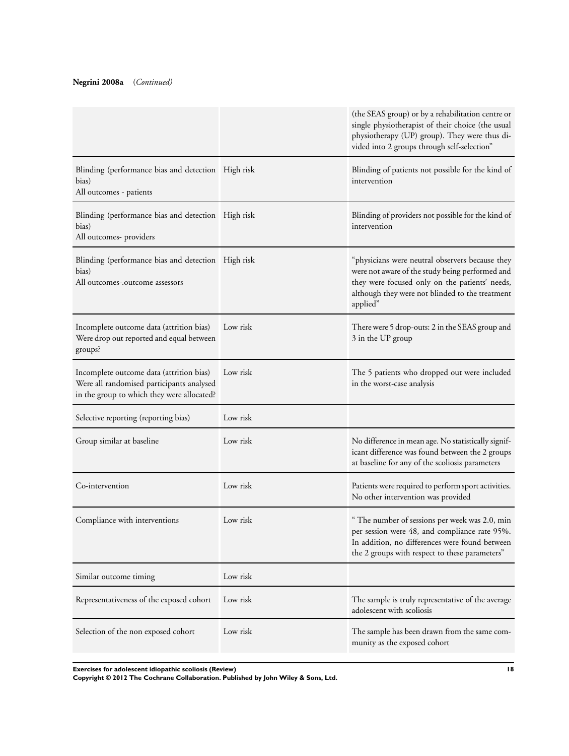**Negrini 2008a** (*Continued*)

| | | |
|---|---|---|
| | | (the SEAS group) or by a rehabilitation centre or single physiotherapist of their choice (the usual physiotherapy (UP) group). They were thus divided into 2 groups through self-selection" |
| Blinding (performance bias and detection bias)<br>All outcomes - patients | High risk | Blinding of patients not possible for the kind of intervention |
| Blinding (performance bias and detection bias)<br>All outcomes- providers | High risk | Blinding of providers not possible for the kind of intervention |
| Blinding (performance bias and detection bias)<br>All outcomes-.outcome assessors | High risk | "physicians were neutral observers because they were not aware of the study being performed and they were focused only on the patients' needs, although they were not blinded to the treatment applied" |
| Incomplete outcome data (attrition bias)<br>Were drop out reported and equal between groups? | Low risk | There were 5 drop-outs: 2 in the SEAS group and 3 in the UP group |
| Incomplete outcome data (attrition bias)<br>Were all randomised participants analysed in the group to which they were allocated? | Low risk | The 5 patients who dropped out were included in the worst-case analysis |
| Selective reporting (reporting bias) | Low risk | |
| Group similar at baseline | Low risk | No difference in mean age. No statistically significant difference was found between the 2 groups at baseline for any of the scoliosis parameters |
| Co-intervention | Low risk | Patients were required to perform sport activities. No other intervention was provided |
| Compliance with interventions | Low risk | " The number of sessions per week was 2.0, min per session were 48, and compliance rate 95%. In addition, no differences were found between the 2 groups with respect to these parameters" |
| Similar outcome timing | Low risk | |
| Representativeness of the exposed cohort | Low risk | The sample is truly representative of the average adolescent with scoliosis |
| Selection of the non exposed cohort | Low risk | The sample has been drawn from the same community as the exposed cohort |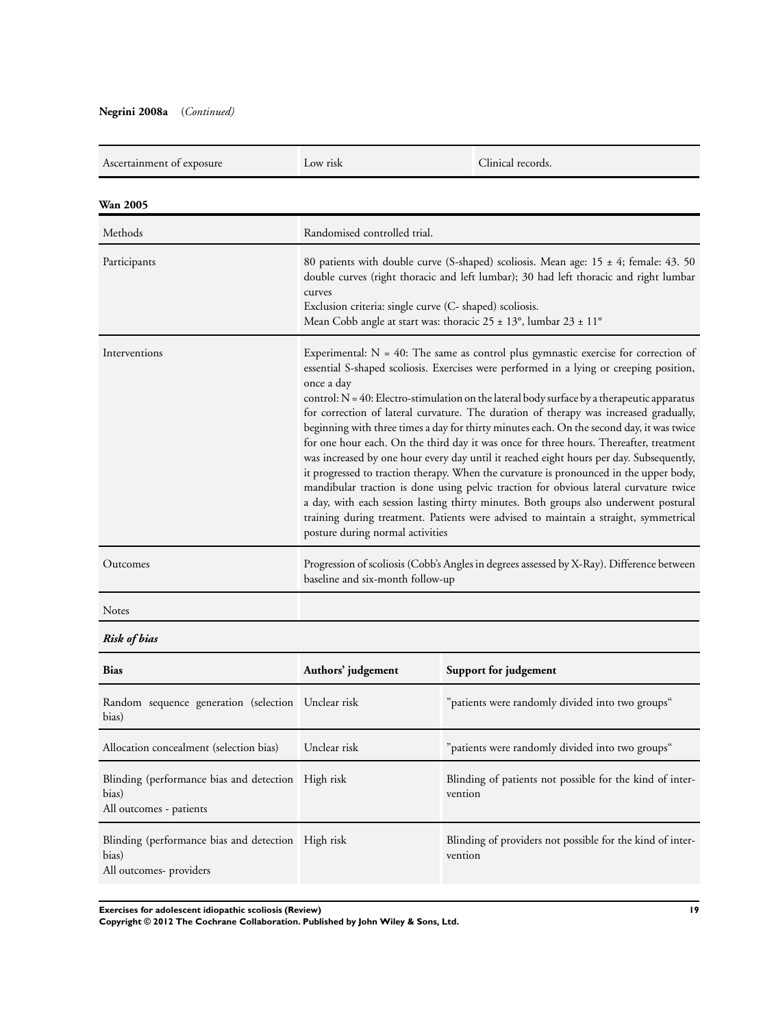**Negrini 2008a** (*Continued*)

| | | |
|---|---|---|
| Ascertainment of exposure | Low risk | Clinical records. |

**Wan 2005**

| | |
|---|---|
| Methods | Randomised controlled trial. |
| Participants | 80 patients with double curve (S-shaped) scoliosis. Mean age: 15 ± 4; female: 43. 50 double curves (right thoracic and left lumbar); 30 had left thoracic and right lumbar curves<br>Exclusion criteria: single curve (C- shaped) scoliosis.<br>Mean Cobb angle at start was: thoracic 25 ± 13°, lumbar 23 ± 11° |
| Interventions | Experimental: N = 40: The same as control plus gymnastic exercise for correction of essential S-shaped scoliosis. Exercises were performed in a lying or creeping position, once a day<br>control: N = 40: Electro-stimulation on the lateral body surface by a therapeutic apparatus for correction of lateral curvature. The duration of therapy was increased gradually, beginning with three times a day for thirty minutes each. On the second day, it was twice for one hour each. On the third day it was once for three hours. Thereafter, treatment was increased by one hour every day until it reached eight hours per day. Subsequently, it progressed to traction therapy. When the curvature is pronounced in the upper body, mandibular traction is done using pelvic traction for obvious lateral curvature twice a day, with each session lasting thirty minutes. Both groups also underwent postural training during treatment. Patients were advised to maintain a straight, symmetrical posture during normal activities |
| Outcomes | Progression of scoliosis (Cobb's Angles in degrees assessed by X-Ray). Difference between baseline and six-month follow-up |
| Notes | |

***Risk of bias***

| Bias | Authors' judgement | Support for judgement |
|---|---|---|
| Random sequence generation (selection bias) | Unclear risk | "patients were randomly divided into two groups" |
| Allocation concealment (selection bias) | Unclear risk | "patients were randomly divided into two groups" |
| Blinding (performance bias and detection bias)<br>All outcomes - patients | High risk | Blinding of patients not possible for the kind of intervention |
| Blinding (performance bias and detection bias)<br>All outcomes- providers | High risk | Blinding of providers not possible for the kind of intervention |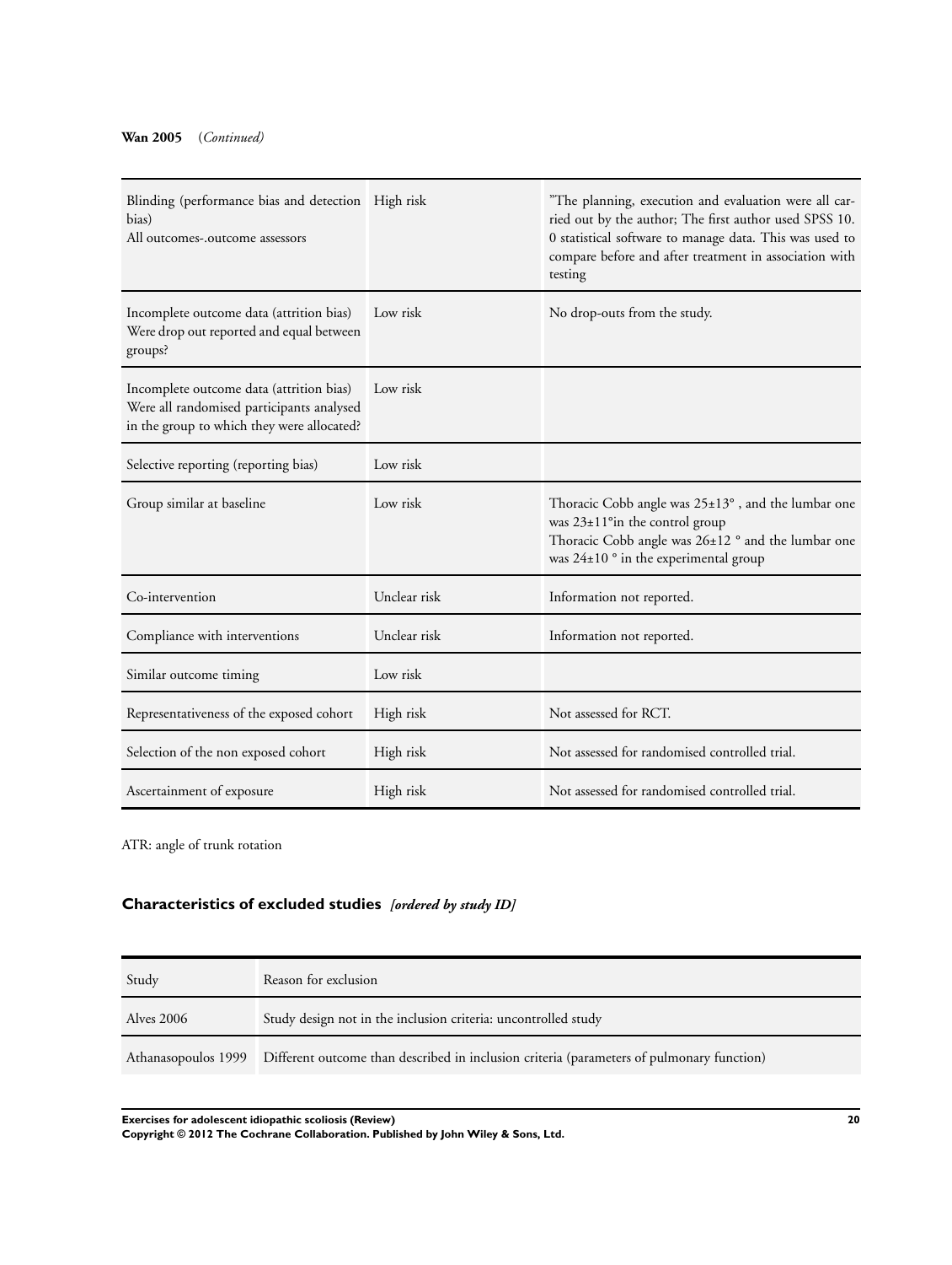**Wan 2005** (*Continued*)

| | | |
|---|---|---|
| Blinding (performance bias and detection bias)<br>All outcomes-.outcome assessors | High risk | "The planning, execution and evaluation were all carried out by the author; The first author used SPSS 10. 0 statistical software to manage data. This was used to compare before and after treatment in association with testing |
| Incomplete outcome data (attrition bias)<br>Were drop out reported and equal between groups? | Low risk | No drop-outs from the study. |
| Incomplete outcome data (attrition bias)<br>Were all randomised participants analysed in the group to which they were allocated? | Low risk | |
| Selective reporting (reporting bias) | Low risk | |
| Group similar at baseline | Low risk | Thoracic Cobb angle was 25±13° , and the lumbar one was 23±11°in the control group<br>Thoracic Cobb angle was 26±12 ° and the lumbar one was 24±10 ° in the experimental group |
| Co-intervention | Unclear risk | Information not reported. |
| Compliance with interventions | Unclear risk | Information not reported. |
| Similar outcome timing | Low risk | |
| Representativeness of the exposed cohort | High risk | Not assessed for RCT. |
| Selection of the non exposed cohort | High risk | Not assessed for randomised controlled trial. |
| Ascertainment of exposure | High risk | Not assessed for randomised controlled trial. |

ATR: angle of trunk rotation

## Characteristics of excluded studies *[ordered by study ID]*

| Study | Reason for exclusion |
|---|---|
| Alves 2006 | Study design not in the inclusion criteria: uncontrolled study |
| Athanasopoulos 1999 | Different outcome than described in inclusion criteria (parameters of pulmonary function) |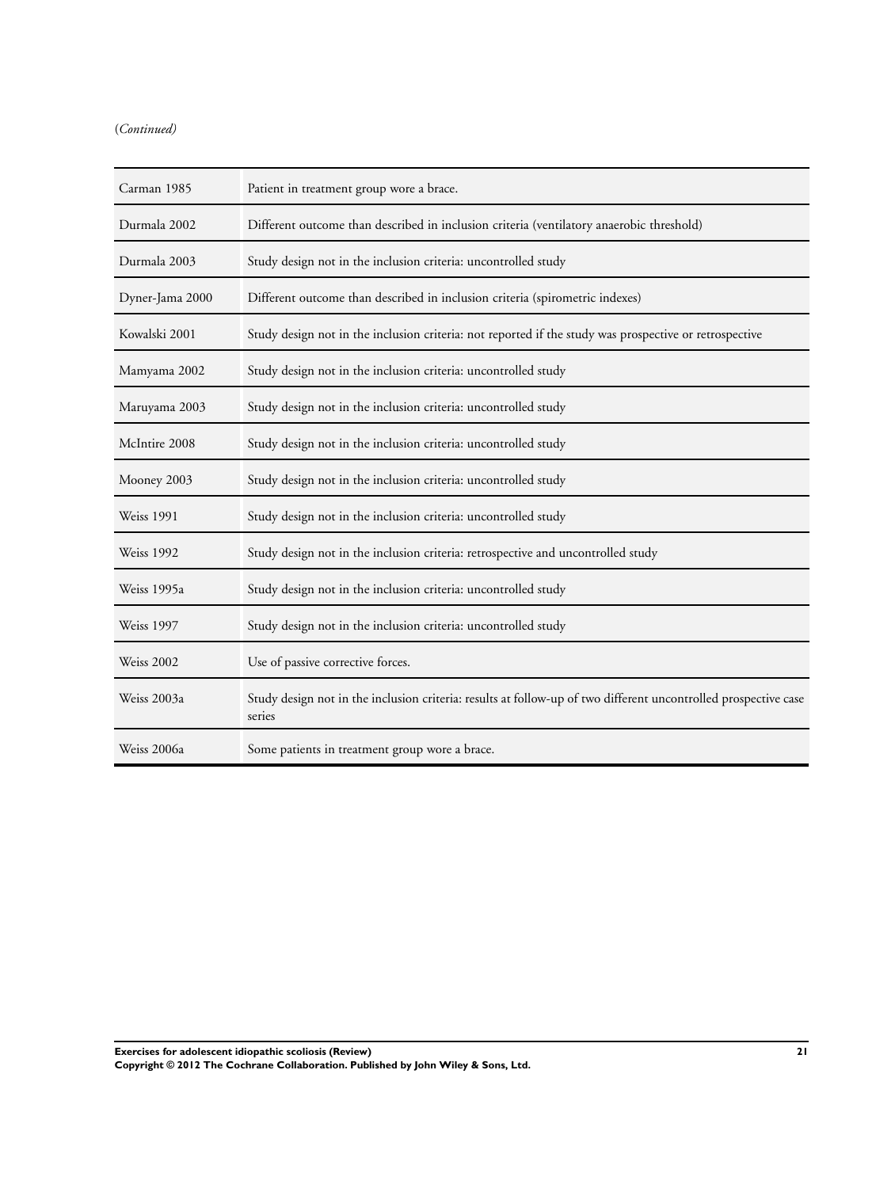(*Continued*)

| | |
|---|---|
| Carman 1985 | Patient in treatment group wore a brace. |
| Durmala 2002 | Different outcome than described in inclusion criteria (ventilatory anaerobic threshold) |
| Durmala 2003 | Study design not in the inclusion criteria: uncontrolled study |
| Dyner-Jama 2000 | Different outcome than described in inclusion criteria (spirometric indexes) |
| Kowalski 2001 | Study design not in the inclusion criteria: not reported if the study was prospective or retrospective |
| Mamyama 2002 | Study design not in the inclusion criteria: uncontrolled study |
| Maruyama 2003 | Study design not in the inclusion criteria: uncontrolled study |
| McIntire 2008 | Study design not in the inclusion criteria: uncontrolled study |
| Mooney 2003 | Study design not in the inclusion criteria: uncontrolled study |
| Weiss 1991 | Study design not in the inclusion criteria: uncontrolled study |
| Weiss 1992 | Study design not in the inclusion criteria: retrospective and uncontrolled study |
| Weiss 1995a | Study design not in the inclusion criteria: uncontrolled study |
| Weiss 1997 | Study design not in the inclusion criteria: uncontrolled study |
| Weiss 2002 | Use of passive corrective forces. |
| Weiss 2003a | Study design not in the inclusion criteria: results at follow-up of two different uncontrolled prospective case series |
| Weiss 2006a | Some patients in treatment group wore a brace. |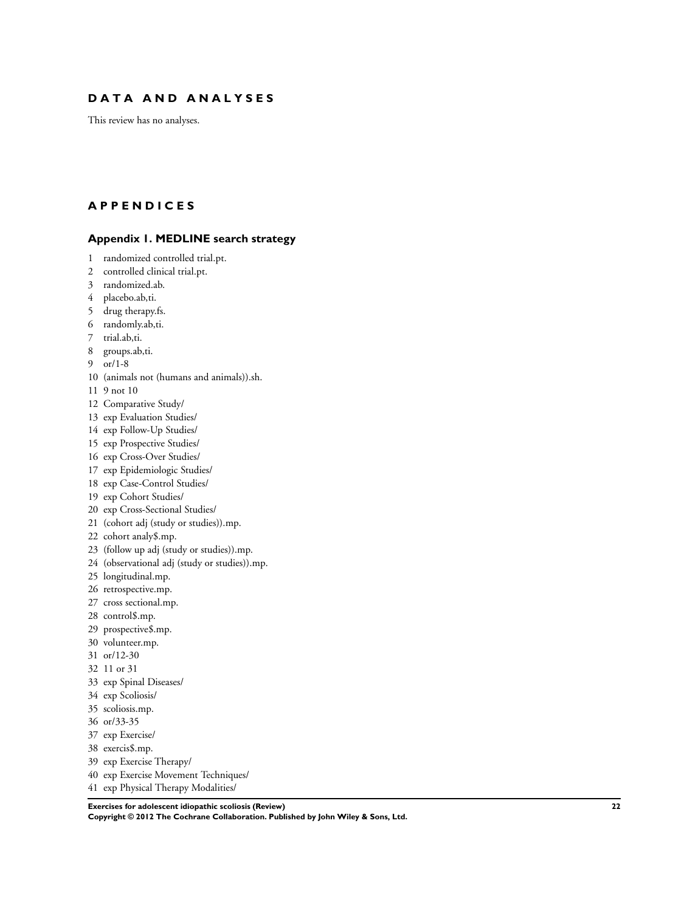# DATA AND ANALYSES

This review has no analyses.

# APPENDICES

## Appendix 1. MEDLINE search strategy

1 randomized controlled trial.pt.
2 controlled clinical trial.pt.
3 randomized.ab.
4 placebo.ab,ti.
5 drug therapy.fs.
6 randomly.ab,ti.
7 trial.ab,ti.
8 groups.ab,ti.
9 or/1-8
10 (animals not (humans and animals)).sh.
11 9 not 10
12 Comparative Study/
13 exp Evaluation Studies/
14 exp Follow-Up Studies/
15 exp Prospective Studies/
16 exp Cross-Over Studies/
17 exp Epidemiologic Studies/
18 exp Case-Control Studies/
19 exp Cohort Studies/
20 exp Cross-Sectional Studies/
21 (cohort adj (study or studies)).mp.
22 cohort analy$.mp.
23 (follow up adj (study or studies)).mp.
24 (observational adj (study or studies)).mp.
25 longitudinal.mp.
26 retrospective.mp.
27 cross sectional.mp.
28 control$.mp.
29 prospective$.mp.
30 volunteer.mp.
31 or/12-30
32 11 or 31
33 exp Spinal Diseases/
34 exp Scoliosis/
35 scoliosis.mp.
36 or/33-35
37 exp Exercise/
38 exercis$.mp.
39 exp Exercise Therapy/
40 exp Exercise Movement Techniques/
41 exp Physical Therapy Modalities/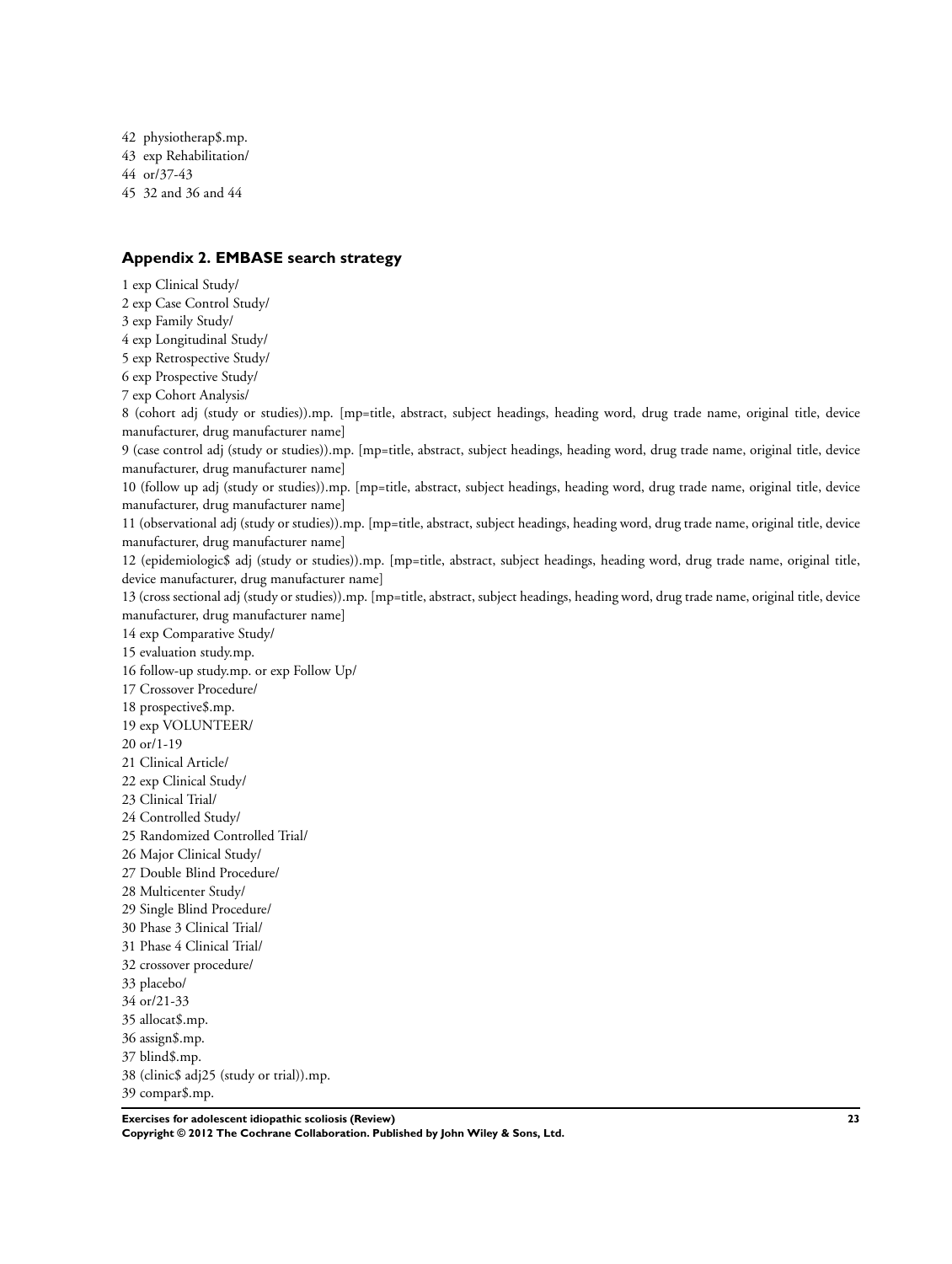42 physiotherap$.mp.
43 exp Rehabilitation/
44 or/37-43
45 32 and 36 and 44

## Appendix 2. EMBASE search strategy

1 exp Clinical Study/
2 exp Case Control Study/
3 exp Family Study/
4 exp Longitudinal Study/
5 exp Retrospective Study/
6 exp Prospective Study/
7 exp Cohort Analysis/
8 (cohort adj (study or studies)).mp. [mp=title, abstract, subject headings, heading word, drug trade name, original title, device manufacturer, drug manufacturer name]
9 (case control adj (study or studies)).mp. [mp=title, abstract, subject headings, heading word, drug trade name, original title, device manufacturer, drug manufacturer name]
10 (follow up adj (study or studies)).mp. [mp=title, abstract, subject headings, heading word, drug trade name, original title, device manufacturer, drug manufacturer name]
11 (observational adj (study or studies)).mp. [mp=title, abstract, subject headings, heading word, drug trade name, original title, device manufacturer, drug manufacturer name]
12 (epidemiologic$ adj (study or studies)).mp. [mp=title, abstract, subject headings, heading word, drug trade name, original title, device manufacturer, drug manufacturer name]
13 (cross sectional adj (study or studies)).mp. [mp=title, abstract, subject headings, heading word, drug trade name, original title, device manufacturer, drug manufacturer name]
14 exp Comparative Study/
15 evaluation study.mp.
16 follow-up study.mp. or exp Follow Up/
17 Crossover Procedure/
18 prospective$.mp.
19 exp VOLUNTEER/
20 or/1-19
21 Clinical Article/
22 exp Clinical Study/
23 Clinical Trial/
24 Controlled Study/
25 Randomized Controlled Trial/
26 Major Clinical Study/
27 Double Blind Procedure/
28 Multicenter Study/
29 Single Blind Procedure/
30 Phase 3 Clinical Trial/
31 Phase 4 Clinical Trial/
32 crossover procedure/
33 placebo/
34 or/21-33
35 allocat$.mp.
36 assign$.mp.
37 blind$.mp.
38 (clinic$ adj25 (study or trial)).mp.
39 compar$.mp.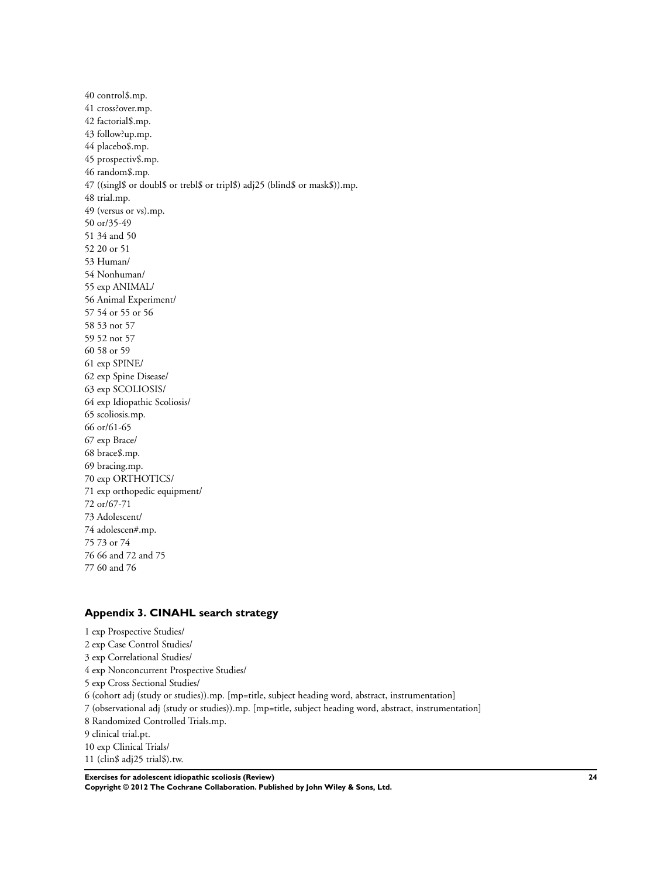40 control$.mp.
41 cross?over.mp.
42 factorial$.mp.
43 follow?up.mp.
44 placebo$.mp.
45 prospectiv$.mp.
46 random$.mp.
47 ((singl$ or doubl$ or trebl$ or tripl$) adj25 (blind$ or mask$)).mp.
48 trial.mp.
49 (versus or vs).mp.
50 or/35-49
51 34 and 50
52 20 or 51
53 Human/
54 Nonhuman/
55 exp ANIMAL/
56 Animal Experiment/
57 54 or 55 or 56
58 53 not 57
59 52 not 57
60 58 or 59
61 exp SPINE/
62 exp Spine Disease/
63 exp SCOLIOSIS/
64 exp Idiopathic Scoliosis/
65 scoliosis.mp.
66 or/61-65
67 exp Brace/
68 brace$.mp.
69 bracing.mp.
70 exp ORTHOTICS/
71 exp orthopedic equipment/
72 or/67-71
73 Adolescent/
74 adolescen#.mp.
75 73 or 74
76 66 and 72 and 75
77 60 and 76

### Appendix 3. CINAHL search strategy

1 exp Prospective Studies/
2 exp Case Control Studies/
3 exp Correlational Studies/
4 exp Nonconcurrent Prospective Studies/
5 exp Cross Sectional Studies/
6 (cohort adj (study or studies)).mp. [mp=title, subject heading word, abstract, instrumentation]
7 (observational adj (study or studies)).mp. [mp=title, subject heading word, abstract, instrumentation]
8 Randomized Controlled Trials.mp.
9 clinical trial.pt.
10 exp Clinical Trials/
11 (clin$ adj25 trial$).tw.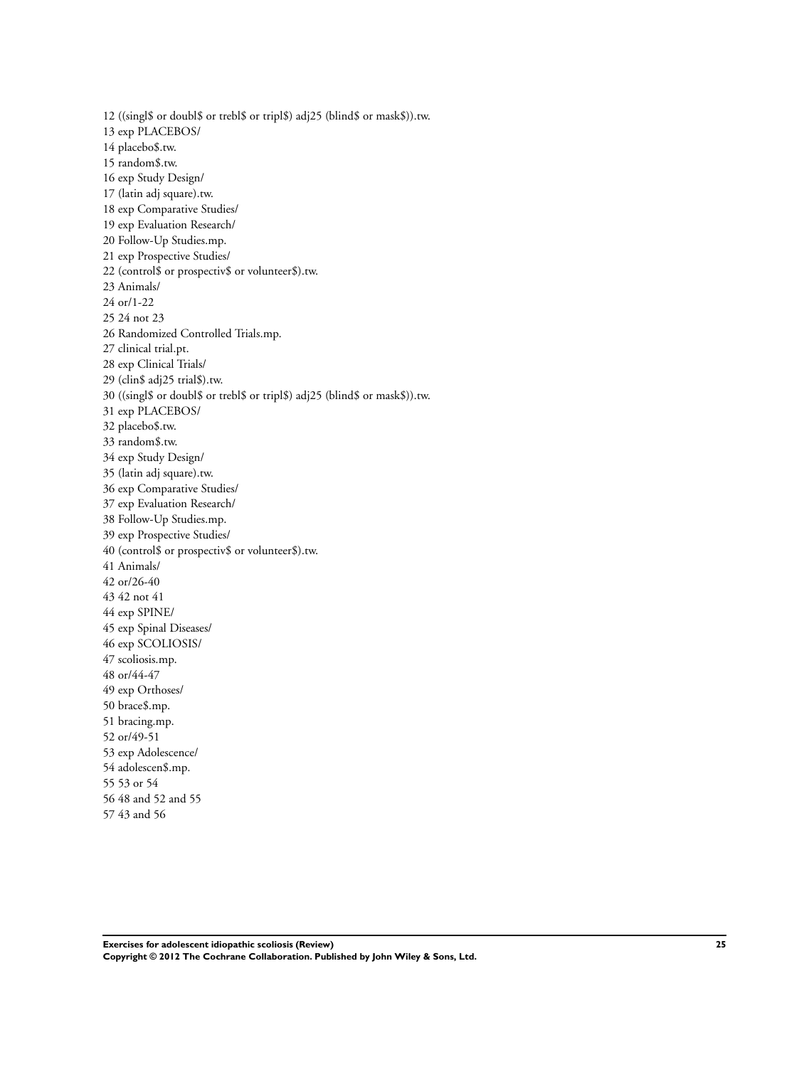12 ((singl$ or doubl$ or trebl$ or tripl$) adj25 (blind$ or mask$)).tw.
13 exp PLACEBOS/
14 placebo$.tw.
15 random$.tw.
16 exp Study Design/
17 (latin adj square).tw.
18 exp Comparative Studies/
19 exp Evaluation Research/
20 Follow-Up Studies.mp.
21 exp Prospective Studies/
22 (control$ or prospectiv$ or volunteer$).tw.
23 Animals/
24 or/1-22
25 24 not 23
26 Randomized Controlled Trials.mp.
27 clinical trial.pt.
28 exp Clinical Trials/
29 (clin$ adj25 trial$).tw.
30 ((singl$ or doubl$ or trebl$ or tripl$) adj25 (blind$ or mask$)).tw.
31 exp PLACEBOS/
32 placebo$.tw.
33 random$.tw.
34 exp Study Design/
35 (latin adj square).tw.
36 exp Comparative Studies/
37 exp Evaluation Research/
38 Follow-Up Studies.mp.
39 exp Prospective Studies/
40 (control$ or prospectiv$ or volunteer$).tw.
41 Animals/
42 or/26-40
43 42 not 41
44 exp SPINE/
45 exp Spinal Diseases/
46 exp SCOLIOSIS/
47 scoliosis.mp.
48 or/44-47
49 exp Orthoses/
50 brace$.mp.
51 bracing.mp.
52 or/49-51
53 exp Adolescence/
54 adolescen$.mp.
55 53 or 54
56 48 and 52 and 55
57 43 and 56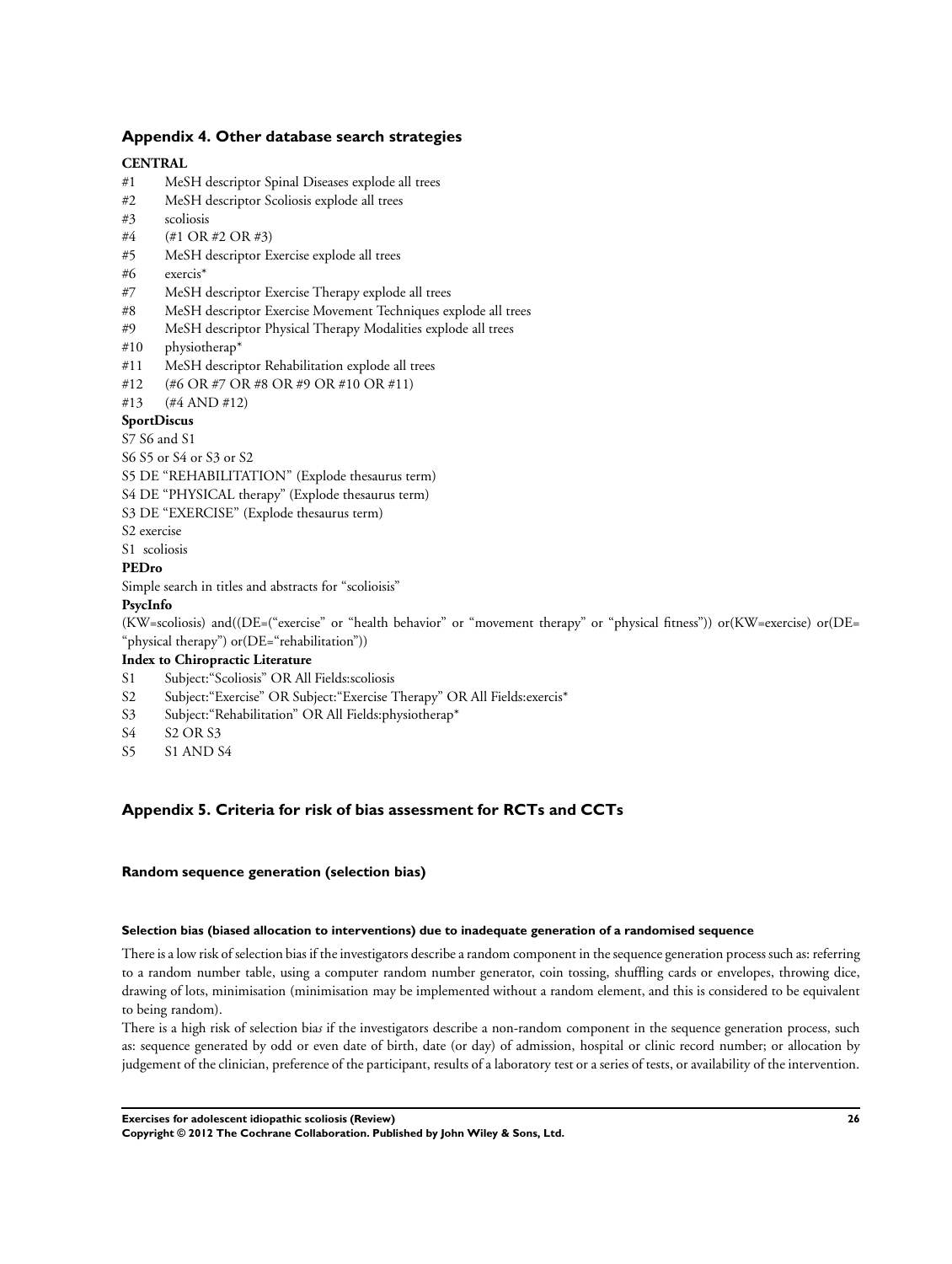## Appendix 4. Other database search strategies

**CENTRAL**

#1 MeSH descriptor Spinal Diseases explode all trees
#2 MeSH descriptor Scoliosis explode all trees
#3 scoliosis
#4 (#1 OR #2 OR #3)
#5 MeSH descriptor Exercise explode all trees
#6 exercis*
#7 MeSH descriptor Exercise Therapy explode all trees
#8 MeSH descriptor Exercise Movement Techniques explode all trees
#9 MeSH descriptor Physical Therapy Modalities explode all trees
#10 physiotherap*
#11 MeSH descriptor Rehabilitation explode all trees
#12 (#6 OR #7 OR #8 OR #9 OR #10 OR #11)
#13 (#4 AND #12)

**SportDiscus**

S7 S6 and S1
S6 S5 or S4 or S3 or S2
S5 DE "REHABILITATION" (Explode thesaurus term)
S4 DE "PHYSICAL therapy" (Explode thesaurus term)
S3 DE "EXERCISE" (Explode thesaurus term)
S2 exercise
S1 scoliosis

**PEDro**

Simple search in titles and abstracts for "scolioisis"

**PsycInfo**

(KW=scoliosis) and((DE=("exercise" or "health behavior" or "movement therapy" or "physical fitness")) or(KW=exercise) or(DE= "physical therapy") or(DE="rehabilitation"))

**Index to Chiropractic Literature**

S1 Subject:"Scoliosis" OR All Fields:scoliosis
S2 Subject:"Exercise" OR Subject:"Exercise Therapy" OR All Fields:exercis*
S3 Subject:"Rehabilitation" OR All Fields:physiotherap*
S4 S2 OR S3
S5 S1 AND S4

## Appendix 5. Criteria for risk of bias assessment for RCTs and CCTs

### Random sequence generation (selection bias)

#### Selection bias (biased allocation to interventions) due to inadequate generation of a randomised sequence

There is a low risk of selection bias if the investigators describe a random component in the sequence generation process such as: referring to a random number table, using a computer random number generator, coin tossing, shuffling cards or envelopes, throwing dice, drawing of lots, minimisation (minimisation may be implemented without a random element, and this is considered to be equivalent to being random).

There is a high risk of selection bias if the investigators describe a non-random component in the sequence generation process, such as: sequence generated by odd or even date of birth, date (or day) of admission, hospital or clinic record number; or allocation by judgement of the clinician, preference of the participant, results of a laboratory test or a series of tests, or availability of the intervention.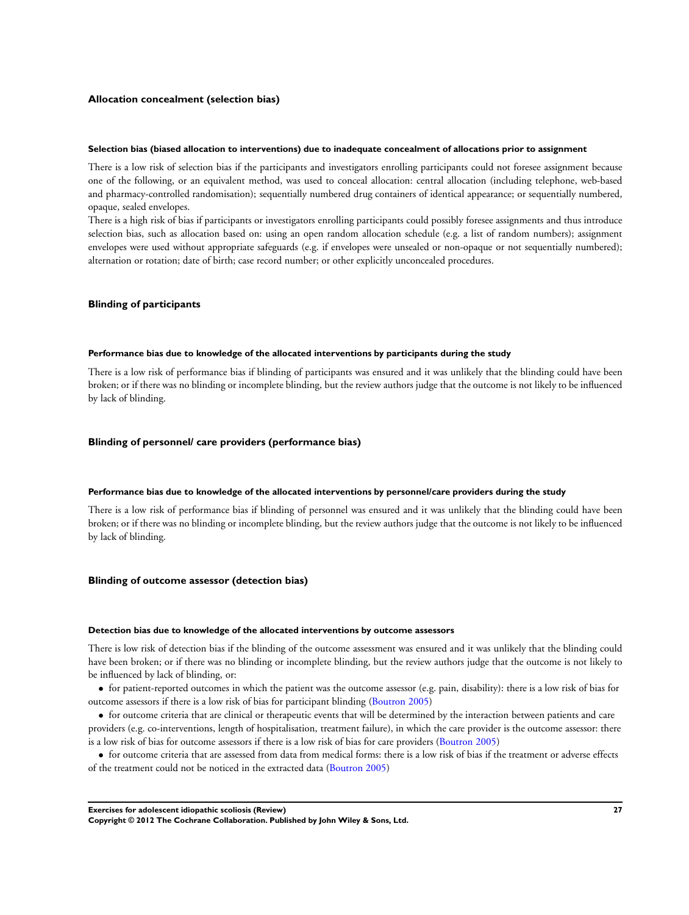### Allocation concealment (selection bias)

#### Selection bias (biased allocation to interventions) due to inadequate concealment of allocations prior to assignment

There is a low risk of selection bias if the participants and investigators enrolling participants could not foresee assignment because one of the following, or an equivalent method, was used to conceal allocation: central allocation (including telephone, web-based and pharmacy-controlled randomisation); sequentially numbered drug containers of identical appearance; or sequentially numbered, opaque, sealed envelopes.

There is a high risk of bias if participants or investigators enrolling participants could possibly foresee assignments and thus introduce selection bias, such as allocation based on: using an open random allocation schedule (e.g. a list of random numbers); assignment envelopes were used without appropriate safeguards (e.g. if envelopes were unsealed or non-opaque or not sequentially numbered); alternation or rotation; date of birth; case record number; or other explicitly unconcealed procedures.

### Blinding of participants

#### Performance bias due to knowledge of the allocated interventions by participants during the study

There is a low risk of performance bias if blinding of participants was ensured and it was unlikely that the blinding could have been broken; or if there was no blinding or incomplete blinding, but the review authors judge that the outcome is not likely to be influenced by lack of blinding.

### Blinding of personnel/ care providers (performance bias)

#### Performance bias due to knowledge of the allocated interventions by personnel/care providers during the study

There is a low risk of performance bias if blinding of personnel was ensured and it was unlikely that the blinding could have been broken; or if there was no blinding or incomplete blinding, but the review authors judge that the outcome is not likely to be influenced by lack of blinding.

### Blinding of outcome assessor (detection bias)

#### Detection bias due to knowledge of the allocated interventions by outcome assessors

There is low risk of detection bias if the blinding of the outcome assessment was ensured and it was unlikely that the blinding could have been broken; or if there was no blinding or incomplete blinding, but the review authors judge that the outcome is not likely to be influenced by lack of blinding, or:

- for patient-reported outcomes in which the patient was the outcome assessor (e.g. pain, disability): there is a low risk of bias for outcome assessors if there is a low risk of bias for participant blinding (Boutron 2005)
- for outcome criteria that are clinical or therapeutic events that will be determined by the interaction between patients and care providers (e.g. co-interventions, length of hospitalisation, treatment failure), in which the care provider is the outcome assessor: there is a low risk of bias for outcome assessors if there is a low risk of bias for care providers (Boutron 2005)
- for outcome criteria that are assessed from data from medical forms: there is a low risk of bias if the treatment or adverse effects of the treatment could not be noticed in the extracted data (Boutron 2005)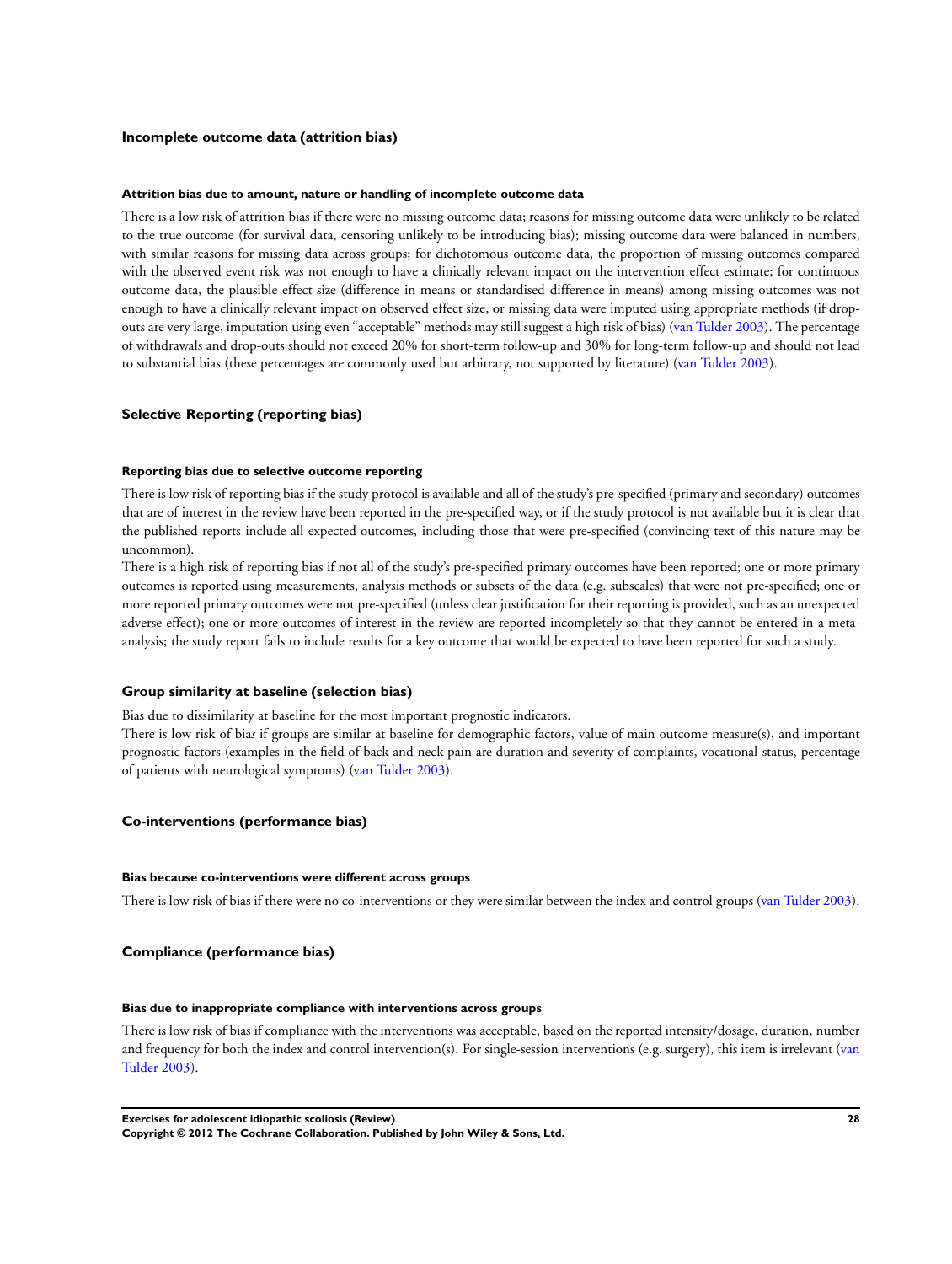### Incomplete outcome data (attrition bias)

#### Attrition bias due to amount, nature or handling of incomplete outcome data

There is a low risk of attrition bias if there were no missing outcome data; reasons for missing outcome data were unlikely to be related to the true outcome (for survival data, censoring unlikely to be introducing bias); missing outcome data were balanced in numbers, with similar reasons for missing data across groups; for dichotomous outcome data, the proportion of missing outcomes compared with the observed event risk was not enough to have a clinically relevant impact on the intervention effect estimate; for continuous outcome data, the plausible effect size (difference in means or standardised difference in means) among missing outcomes was not enough to have a clinically relevant impact on observed effect size, or missing data were imputed using appropriate methods (if drop-outs are very large, imputation using even "acceptable" methods may still suggest a high risk of bias) (van Tulder 2003). The percentage of withdrawals and drop-outs should not exceed 20% for short-term follow-up and 30% for long-term follow-up and should not lead to substantial bias (these percentages are commonly used but arbitrary, not supported by literature) (van Tulder 2003).

### Selective Reporting (reporting bias)

#### Reporting bias due to selective outcome reporting

There is low risk of reporting bias if the study protocol is available and all of the study's pre-specified (primary and secondary) outcomes that are of interest in the review have been reported in the pre-specified way, or if the study protocol is not available but it is clear that the published reports include all expected outcomes, including those that were pre-specified (convincing text of this nature may be uncommon).

There is a high risk of reporting bias if not all of the study's pre-specified primary outcomes have been reported; one or more primary outcomes is reported using measurements, analysis methods or subsets of the data (e.g. subscales) that were not pre-specified; one or more reported primary outcomes were not pre-specified (unless clear justification for their reporting is provided, such as an unexpected adverse effect); one or more outcomes of interest in the review are reported incompletely so that they cannot be entered in a meta-analysis; the study report fails to include results for a key outcome that would be expected to have been reported for such a study.

### Group similarity at baseline (selection bias)

Bias due to dissimilarity at baseline for the most important prognostic indicators.

There is low risk of bias if groups are similar at baseline for demographic factors, value of main outcome measure(s), and important prognostic factors (examples in the field of back and neck pain are duration and severity of complaints, vocational status, percentage of patients with neurological symptoms) (van Tulder 2003).

### Co-interventions (performance bias)

#### Bias because co-interventions were different across groups

There is low risk of bias if there were no co-interventions or they were similar between the index and control groups (van Tulder 2003).

### Compliance (performance bias)

#### Bias due to inappropriate compliance with interventions across groups

There is low risk of bias if compliance with the interventions was acceptable, based on the reported intensity/dosage, duration, number and frequency for both the index and control intervention(s). For single-session interventions (e.g. surgery), this item is irrelevant (van Tulder 2003).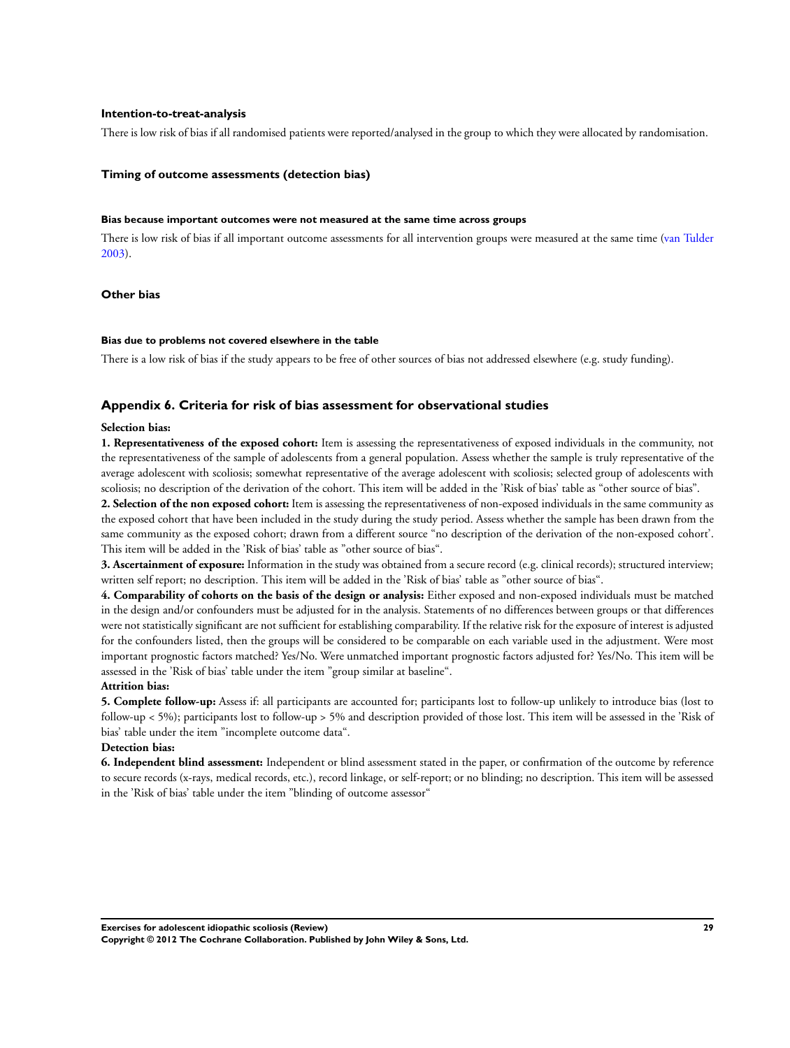### Intention-to-treat-analysis

There is low risk of bias if all randomised patients were reported/analysed in the group to which they were allocated by randomisation.

### Timing of outcome assessments (detection bias)

#### Bias because important outcomes were not measured at the same time across groups

There is low risk of bias if all important outcome assessments for all intervention groups were measured at the same time (van Tulder 2003).

### Other bias

#### Bias due to problems not covered elsewhere in the table

There is a low risk of bias if the study appears to be free of other sources of bias not addressed elsewhere (e.g. study funding).

## Appendix 6. Criteria for risk of bias assessment for observational studies

**Selection bias:**

**1. Representativeness of the exposed cohort:** Item is assessing the representativeness of exposed individuals in the community, not the representativeness of the sample of adolescents from a general population. Assess whether the sample is truly representative of the average adolescent with scoliosis; somewhat representative of the average adolescent with scoliosis; selected group of adolescents with scoliosis; no description of the derivation of the cohort. This item will be added in the 'Risk of bias' table as "other source of bias".

**2. Selection of the non exposed cohort:** Item is assessing the representativeness of non-exposed individuals in the same community as the exposed cohort that have been included in the study during the study period. Assess whether the sample has been drawn from the same community as the exposed cohort; drawn from a different source "no description of the derivation of the non-exposed cohort'. This item will be added in the 'Risk of bias' table as "other source of bias".

**3. Ascertainment of exposure:** Information in the study was obtained from a secure record (e.g. clinical records); structured interview; written self report; no description. This item will be added in the 'Risk of bias' table as "other source of bias".

**4. Comparability of cohorts on the basis of the design or analysis:** Either exposed and non-exposed individuals must be matched in the design and/or confounders must be adjusted for in the analysis. Statements of no differences between groups or that differences were not statistically significant are not sufficient for establishing comparability. If the relative risk for the exposure of interest is adjusted for the confounders listed, then the groups will be considered to be comparable on each variable used in the adjustment. Were most important prognostic factors matched? Yes/No. Were unmatched important prognostic factors adjusted for? Yes/No. This item will be assessed in the 'Risk of bias' table under the item "group similar at baseline".

**Attrition bias:**

**5. Complete follow-up:** Assess if: all participants are accounted for; participants lost to follow-up unlikely to introduce bias (lost to follow-up < 5%); participants lost to follow-up > 5% and description provided of those lost. This item will be assessed in the 'Risk of bias' table under the item "incomplete outcome data".

**Detection bias:**

**6. Independent blind assessment:** Independent or blind assessment stated in the paper, or confirmation of the outcome by reference to secure records (x-rays, medical records, etc.), record linkage, or self-report; or no blinding; no description. This item will be assessed in the 'Risk of bias' table under the item "blinding of outcome assessor"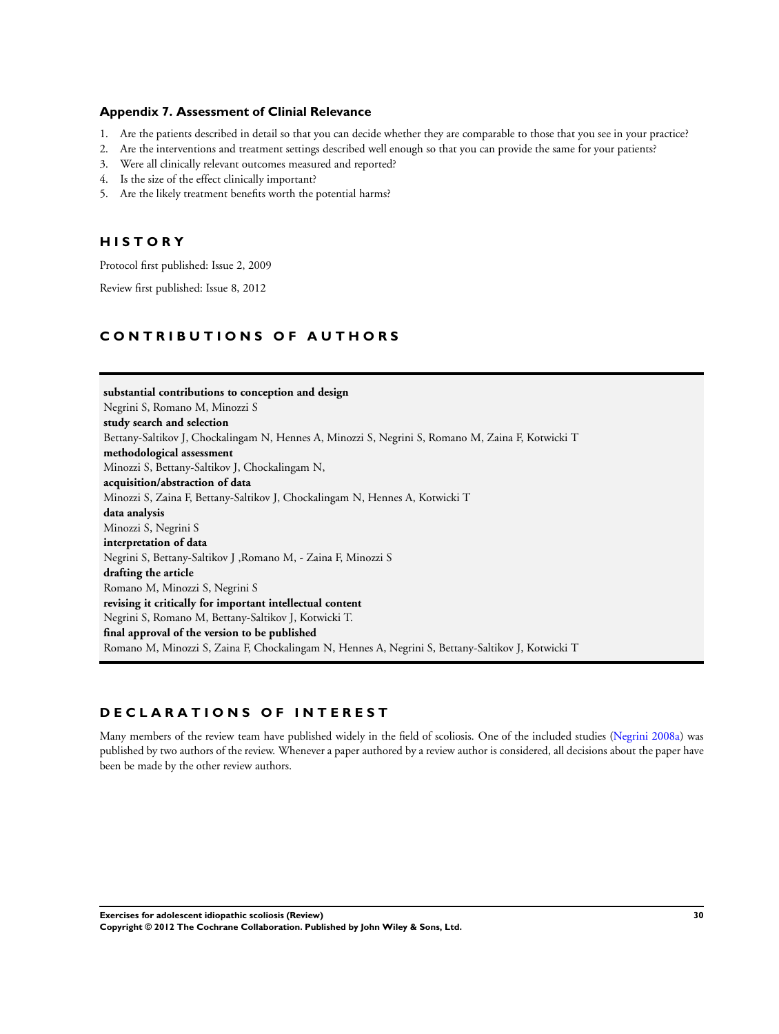### Appendix 7. Assessment of Clinial Relevance

1. Are the patients described in detail so that you can decide whether they are comparable to those that you see in your practice?
2. Are the interventions and treatment settings described well enough so that you can provide the same for your patients?
3. Were all clinically relevant outcomes measured and reported?
4. Is the size of the effect clinically important?
5. Are the likely treatment benefits worth the potential harms?

## HISTORY

Protocol first published: Issue 2, 2009

Review first published: Issue 8, 2012

## CONTRIBUTIONS OF AUTHORS

**substantial contributions to conception and design**
Negrini S, Romano M, Minozzi S
**study search and selection**
Bettany-Saltikov J, Chockalingam N, Hennes A, Minozzi S, Negrini S, Romano M, Zaina F, Kotwicki T
**methodological assessment**
Minozzi S, Bettany-Saltikov J, Chockalingam N,
**acquisition/abstraction of data**
Minozzi S, Zaina F, Bettany-Saltikov J, Chockalingam N, Hennes A, Kotwicki T
**data analysis**
Minozzi S, Negrini S
**interpretation of data**
Negrini S, Bettany-Saltikov J ,Romano M, - Zaina F, Minozzi S
**drafting the article**
Romano M, Minozzi S, Negrini S
**revising it critically for important intellectual content**
Negrini S, Romano M, Bettany-Saltikov J, Kotwicki T.
**final approval of the version to be published**
Romano M, Minozzi S, Zaina F, Chockalingam N, Hennes A, Negrini S, Bettany-Saltikov J, Kotwicki T

## DECLARATIONS OF INTEREST

Many members of the review team have published widely in the field of scoliosis. One of the included studies (Negrini 2008a) was published by two authors of the review. Whenever a paper authored by a review author is considered, all decisions about the paper have been be made by the other review authors.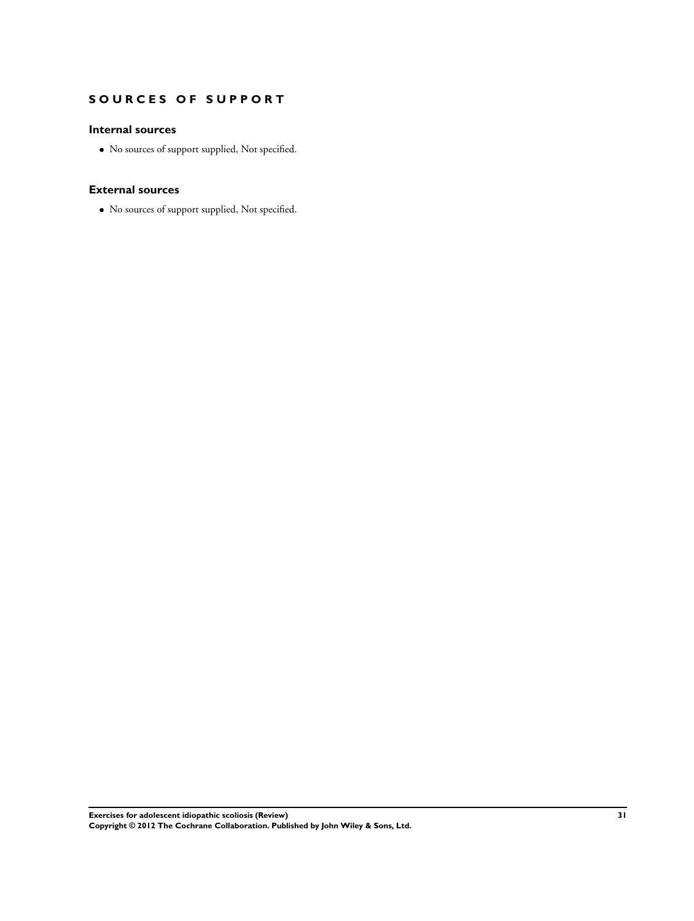## SOURCES OF SUPPORT

### Internal sources

- No sources of support supplied, Not specified.

### External sources

- No sources of support supplied, Not specified.